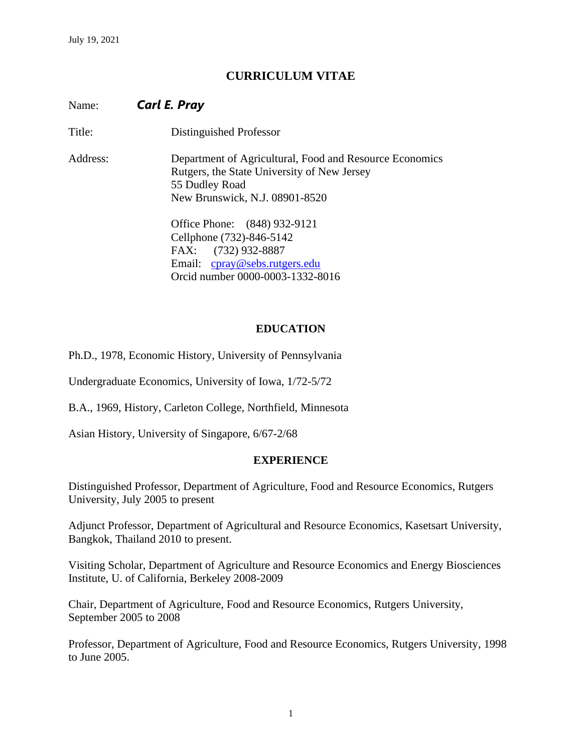July 19, 2021

# CURRICULUM VITAE

Name: ***Carl E. Pray***

Title: Distinguished Professor

Address: Department of Agricultural, Food and Resource Economics
Rutgers, the State University of New Jersey
55 Dudley Road
New Brunswick, N.J. 08901-8520

Office Phone: (848) 932-9121
Cellphone (732)-846-5142
FAX: (732) 932-8887
Email: cpray@sebs.rutgers.edu
Orcid number 0000-0003-1332-8016

## EDUCATION

Ph.D., 1978, Economic History, University of Pennsylvania

Undergraduate Economics, University of Iowa, 1/72-5/72

B.A., 1969, History, Carleton College, Northfield, Minnesota

Asian History, University of Singapore, 6/67-2/68

## EXPERIENCE

Distinguished Professor, Department of Agriculture, Food and Resource Economics, Rutgers University, July 2005 to present

Adjunct Professor, Department of Agricultural and Resource Economics, Kasetsart University, Bangkok, Thailand 2010 to present.

Visiting Scholar, Department of Agriculture and Resource Economics and Energy Biosciences Institute, U. of California, Berkeley 2008-2009

Chair, Department of Agriculture, Food and Resource Economics, Rutgers University, September 2005 to 2008

Professor, Department of Agriculture, Food and Resource Economics, Rutgers University, 1998 to June 2005.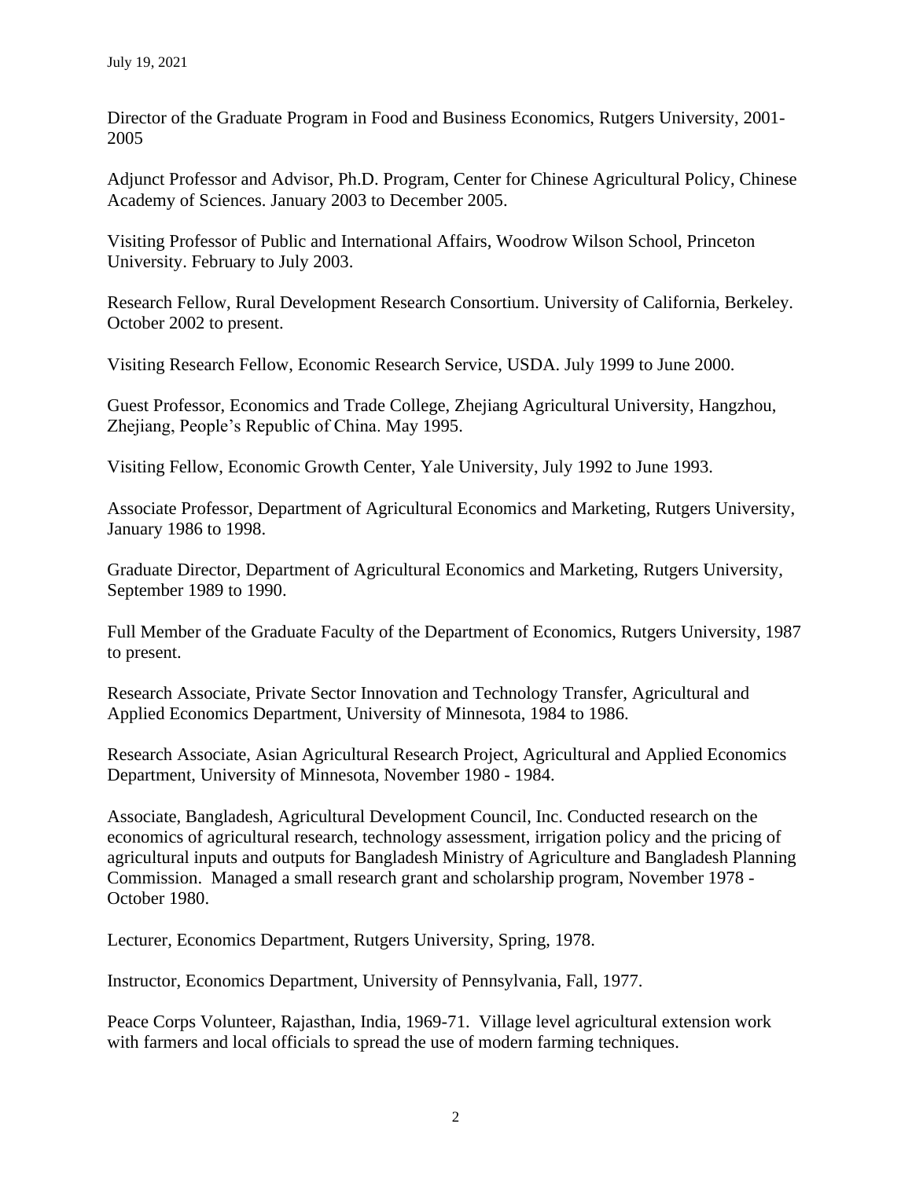Director of the Graduate Program in Food and Business Economics, Rutgers University, 2001-2005

Adjunct Professor and Advisor, Ph.D. Program, Center for Chinese Agricultural Policy, Chinese Academy of Sciences. January 2003 to December 2005.

Visiting Professor of Public and International Affairs, Woodrow Wilson School, Princeton University. February to July 2003.

Research Fellow, Rural Development Research Consortium. University of California, Berkeley. October 2002 to present.

Visiting Research Fellow, Economic Research Service, USDA. July 1999 to June 2000.

Guest Professor, Economics and Trade College, Zhejiang Agricultural University, Hangzhou, Zhejiang, People's Republic of China. May 1995.

Visiting Fellow, Economic Growth Center, Yale University, July 1992 to June 1993.

Associate Professor, Department of Agricultural Economics and Marketing, Rutgers University, January 1986 to 1998.

Graduate Director, Department of Agricultural Economics and Marketing, Rutgers University, September 1989 to 1990.

Full Member of the Graduate Faculty of the Department of Economics, Rutgers University, 1987 to present.

Research Associate, Private Sector Innovation and Technology Transfer, Agricultural and Applied Economics Department, University of Minnesota, 1984 to 1986.

Research Associate, Asian Agricultural Research Project, Agricultural and Applied Economics Department, University of Minnesota, November 1980 - 1984.

Associate, Bangladesh, Agricultural Development Council, Inc. Conducted research on the economics of agricultural research, technology assessment, irrigation policy and the pricing of agricultural inputs and outputs for Bangladesh Ministry of Agriculture and Bangladesh Planning Commission. Managed a small research grant and scholarship program, November 1978 - October 1980.

Lecturer, Economics Department, Rutgers University, Spring, 1978.

Instructor, Economics Department, University of Pennsylvania, Fall, 1977.

Peace Corps Volunteer, Rajasthan, India, 1969-71. Village level agricultural extension work with farmers and local officials to spread the use of modern farming techniques.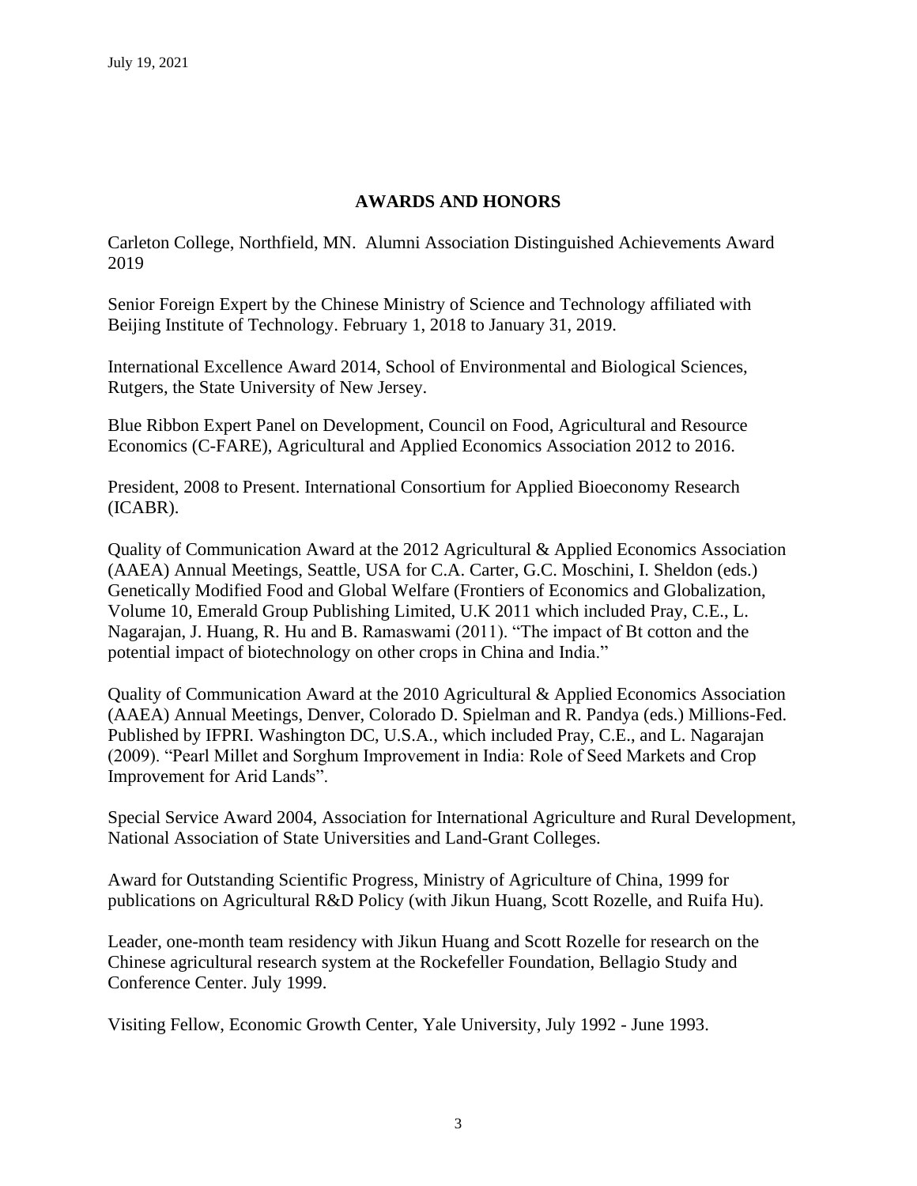## AWARDS AND HONORS

Carleton College, Northfield, MN. Alumni Association Distinguished Achievements Award 2019

Senior Foreign Expert by the Chinese Ministry of Science and Technology affiliated with Beijing Institute of Technology. February 1, 2018 to January 31, 2019.

International Excellence Award 2014, School of Environmental and Biological Sciences, Rutgers, the State University of New Jersey.

Blue Ribbon Expert Panel on Development, Council on Food, Agricultural and Resource Economics (C-FARE), Agricultural and Applied Economics Association 2012 to 2016.

President, 2008 to Present. International Consortium for Applied Bioeconomy Research (ICABR).

Quality of Communication Award at the 2012 Agricultural & Applied Economics Association (AAEA) Annual Meetings, Seattle, USA for C.A. Carter, G.C. Moschini, I. Sheldon (eds.) Genetically Modified Food and Global Welfare (Frontiers of Economics and Globalization, Volume 10, Emerald Group Publishing Limited, U.K 2011 which included Pray, C.E., L. Nagarajan, J. Huang, R. Hu and B. Ramaswami (2011). "The impact of Bt cotton and the potential impact of biotechnology on other crops in China and India."

Quality of Communication Award at the 2010 Agricultural & Applied Economics Association (AAEA) Annual Meetings, Denver, Colorado D. Spielman and R. Pandya (eds.) Millions-Fed. Published by IFPRI. Washington DC, U.S.A., which included Pray, C.E., and L. Nagarajan (2009). "Pearl Millet and Sorghum Improvement in India: Role of Seed Markets and Crop Improvement for Arid Lands".

Special Service Award 2004, Association for International Agriculture and Rural Development, National Association of State Universities and Land-Grant Colleges.

Award for Outstanding Scientific Progress, Ministry of Agriculture of China, 1999 for publications on Agricultural R&D Policy (with Jikun Huang, Scott Rozelle, and Ruifa Hu).

Leader, one-month team residency with Jikun Huang and Scott Rozelle for research on the Chinese agricultural research system at the Rockefeller Foundation, Bellagio Study and Conference Center. July 1999.

Visiting Fellow, Economic Growth Center, Yale University, July 1992 - June 1993.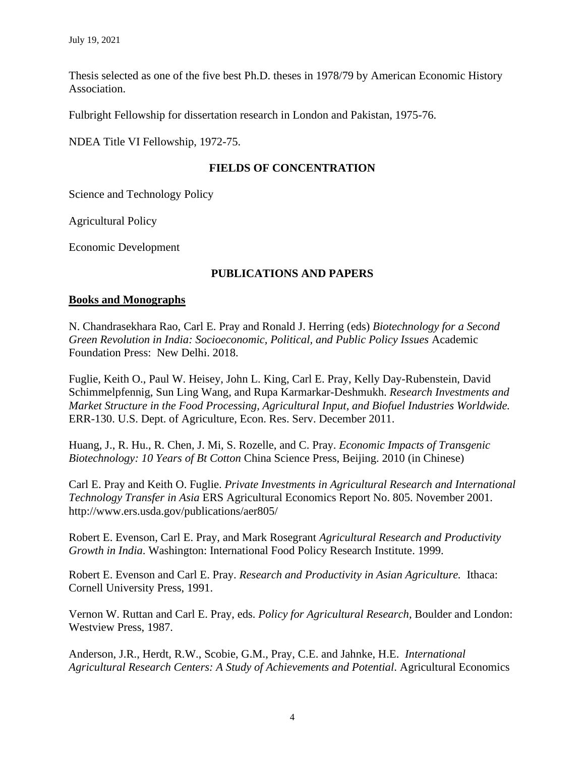Thesis selected as one of the five best Ph.D. theses in 1978/79 by American Economic History Association.

Fulbright Fellowship for dissertation research in London and Pakistan, 1975-76.

NDEA Title VI Fellowship, 1972-75.

## FIELDS OF CONCENTRATION

Science and Technology Policy

Agricultural Policy

Economic Development

## PUBLICATIONS AND PAPERS

### Books and Monographs

N. Chandrasekhara Rao, Carl E. Pray and Ronald J. Herring (eds) *Biotechnology for a Second Green Revolution in India: Socioeconomic, Political, and Public Policy Issues* Academic Foundation Press: New Delhi. 2018.

Fuglie, Keith O., Paul W. Heisey, John L. King, Carl E. Pray, Kelly Day-Rubenstein, David Schimmelpfennig, Sun Ling Wang, and Rupa Karmarkar-Deshmukh. *Research Investments and Market Structure in the Food Processing, Agricultural Input, and Biofuel Industries Worldwide.* ERR-130. U.S. Dept. of Agriculture, Econ. Res. Serv. December 2011.

Huang, J., R. Hu., R. Chen, J. Mi, S. Rozelle, and C. Pray. *Economic Impacts of Transgenic Biotechnology: 10 Years of Bt Cotton* China Science Press, Beijing. 2010 (in Chinese)

Carl E. Pray and Keith O. Fuglie. *Private Investments in Agricultural Research and International Technology Transfer in Asia* ERS Agricultural Economics Report No. 805. November 2001. http://www.ers.usda.gov/publications/aer805/

Robert E. Evenson, Carl E. Pray, and Mark Rosegrant *Agricultural Research and Productivity Growth in India*. Washington: International Food Policy Research Institute. 1999.

Robert E. Evenson and Carl E. Pray. *Research and Productivity in Asian Agriculture.* Ithaca: Cornell University Press, 1991.

Vernon W. Ruttan and Carl E. Pray, eds. *Policy for Agricultural Research*, Boulder and London: Westview Press, 1987.

Anderson, J.R., Herdt, R.W., Scobie, G.M., Pray, C.E. and Jahnke, H.E. *International Agricultural Research Centers: A Study of Achievements and Potential*. Agricultural Economics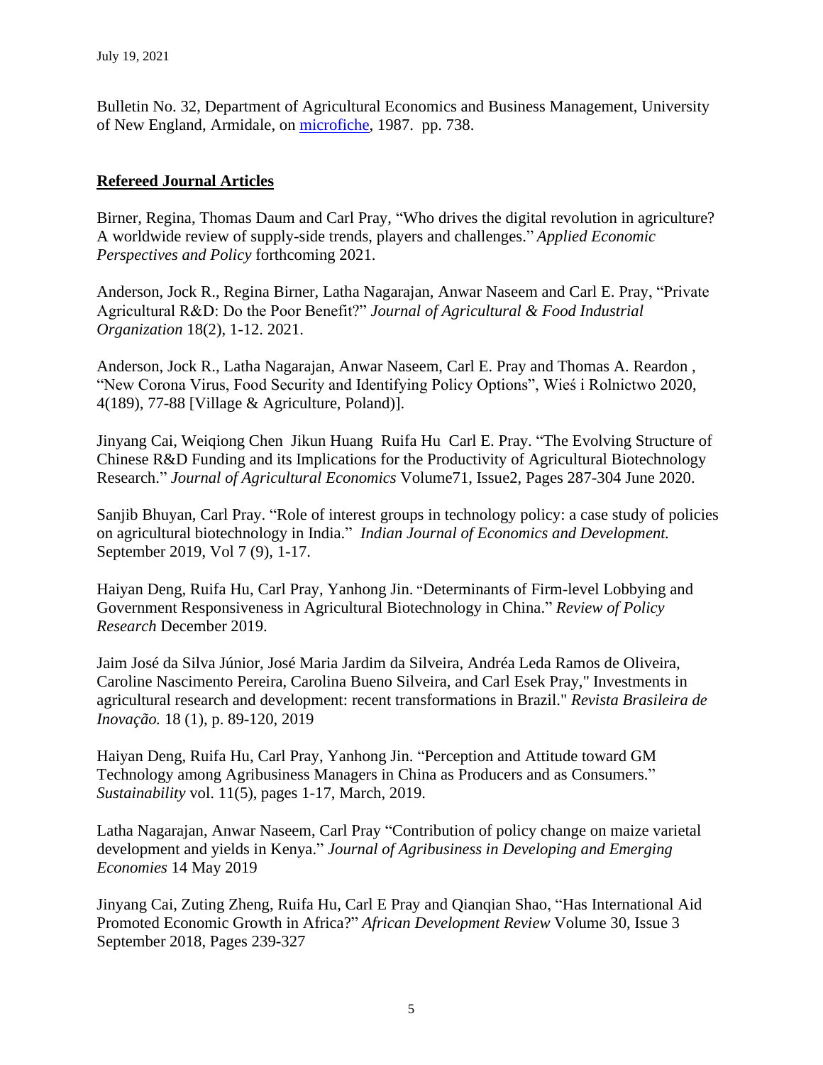Bulletin No. 32, Department of Agricultural Economics and Business Management, University of New England, Armidale, on [microfiche](), 1987. pp. 738.

## **Refereed Journal Articles**

Birner, Regina, Thomas Daum and Carl Pray, "Who drives the digital revolution in agriculture? A worldwide review of supply-side trends, players and challenges." *Applied Economic Perspectives and Policy* forthcoming 2021.

Anderson, Jock R., Regina Birner, Latha Nagarajan, Anwar Naseem and Carl E. Pray, "Private Agricultural R&D: Do the Poor Benefit?" *Journal of Agricultural & Food Industrial Organization* 18(2), 1-12. 2021.

Anderson, Jock R., Latha Nagarajan, Anwar Naseem, Carl E. Pray and Thomas A. Reardon , "New Corona Virus, Food Security and Identifying Policy Options", Wieś i Rolnictwo 2020, 4(189), 77-88 [Village & Agriculture, Poland)].

Jinyang Cai, Weiqiong Chen Jikun Huang Ruifa Hu Carl E. Pray. "The Evolving Structure of Chinese R&D Funding and its Implications for the Productivity of Agricultural Biotechnology Research." *Journal of Agricultural Economics* Volume71, Issue2, Pages 287-304 June 2020.

Sanjib Bhuyan, Carl Pray. "Role of interest groups in technology policy: a case study of policies on agricultural biotechnology in India." *Indian Journal of Economics and Development.* September 2019, Vol 7 (9), 1-17.

Haiyan Deng, Ruifa Hu, Carl Pray, Yanhong Jin. "Determinants of Firm-level Lobbying and Government Responsiveness in Agricultural Biotechnology in China." *Review of Policy Research* December 2019.

Jaim José da Silva Júnior, José Maria Jardim da Silveira, Andréa Leda Ramos de Oliveira, Caroline Nascimento Pereira, Carolina Bueno Silveira, and Carl Esek Pray," Investments in agricultural research and development: recent transformations in Brazil." *Revista Brasileira de Inovação.* 18 (1), p. 89-120, 2019

Haiyan Deng, Ruifa Hu, Carl Pray, Yanhong Jin. "Perception and Attitude toward GM Technology among Agribusiness Managers in China as Producers and as Consumers." *Sustainability* vol. 11(5), pages 1-17, March, 2019.

Latha Nagarajan, Anwar Naseem, Carl Pray "Contribution of policy change on maize varietal development and yields in Kenya." *Journal of Agribusiness in Developing and Emerging Economies* 14 May 2019

Jinyang Cai, Zuting Zheng, Ruifa Hu, Carl E Pray and Qianqian Shao, "Has International Aid Promoted Economic Growth in Africa?" *African Development Review* Volume 30, Issue 3 September 2018, Pages 239-327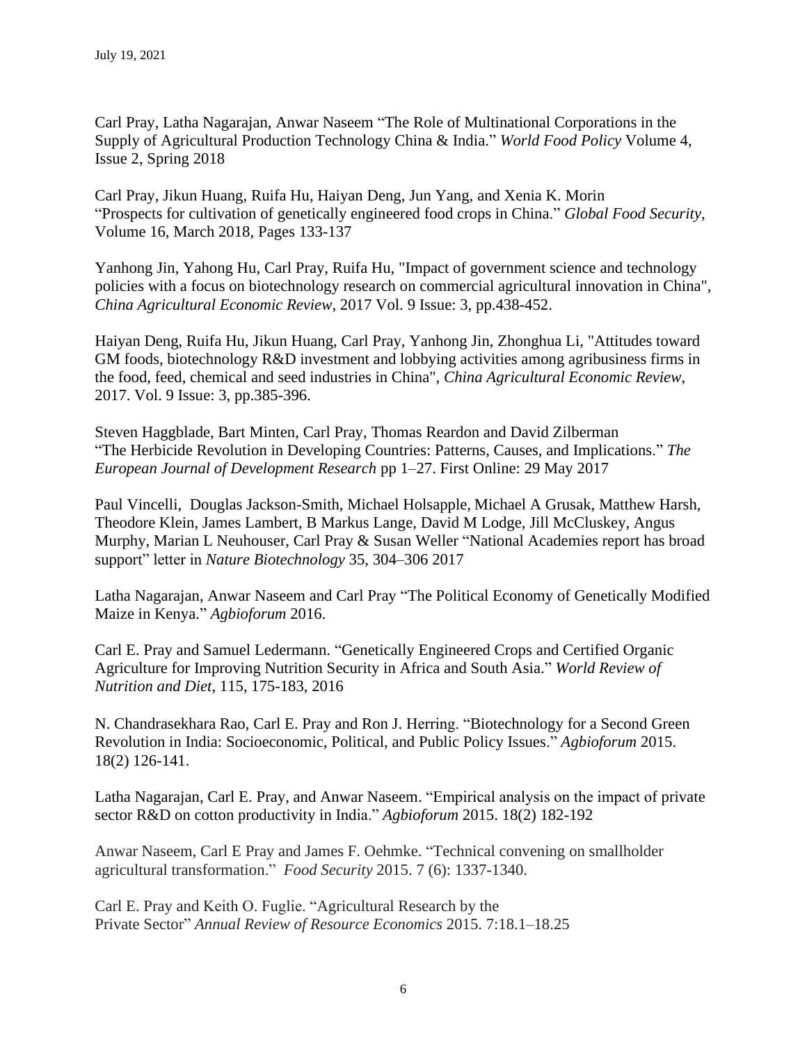Carl Pray, Latha Nagarajan, Anwar Naseem “The Role of Multinational Corporations in the Supply of Agricultural Production Technology China & India.” *World Food Policy* Volume 4, Issue 2, Spring 2018

Carl Pray, Jikun Huang, Ruifa Hu, Haiyan Deng, Jun Yang, and Xenia K. Morin “Prospects for cultivation of genetically engineered food crops in China.” *Global Food Security,* Volume 16, March 2018, Pages 133-137

Yanhong Jin, Yahong Hu, Carl Pray, Ruifa Hu, "Impact of government science and technology policies with a focus on biotechnology research on commercial agricultural innovation in China", *China Agricultural Economic Review*, 2017 Vol. 9 Issue: 3, pp.438-452.

Haiyan Deng, Ruifa Hu, Jikun Huang, Carl Pray, Yanhong Jin, Zhonghua Li, "Attitudes toward GM foods, biotechnology R&D investment and lobbying activities among agribusiness firms in the food, feed, chemical and seed industries in China", *China Agricultural Economic Review*, 2017. Vol. 9 Issue: 3, pp.385-396.

Steven Haggblade, Bart Minten, Carl Pray, Thomas Reardon and David Zilberman “The Herbicide Revolution in Developing Countries: Patterns, Causes, and Implications.” *The European Journal of Development Research* pp 1–27. First Online: 29 May 2017

Paul Vincelli, Douglas Jackson-Smith, Michael Holsapple, Michael A Grusak, Matthew Harsh, Theodore Klein, James Lambert, B Markus Lange, David M Lodge, Jill McCluskey, Angus Murphy, Marian L Neuhouser, Carl Pray & Susan Weller “National Academies report has broad support” letter in *Nature Biotechnology* 35, 304–306 2017

Latha Nagarajan, Anwar Naseem and Carl Pray “The Political Economy of Genetically Modified Maize in Kenya.” *Agbioforum* 2016.

Carl E. Pray and Samuel Ledermann. “Genetically Engineered Crops and Certified Organic Agriculture for Improving Nutrition Security in Africa and South Asia.” *World Review of Nutrition and Diet,* 115, 175-183, 2016

N. Chandrasekhara Rao, Carl E. Pray and Ron J. Herring. “Biotechnology for a Second Green Revolution in India: Socioeconomic, Political, and Public Policy Issues.” *Agbioforum* 2015. 18(2) 126-141.

Latha Nagarajan, Carl E. Pray, and Anwar Naseem. “Empirical analysis on the impact of private sector R&D on cotton productivity in India.” *Agbioforum* 2015. 18(2) 182-192

Anwar Naseem, Carl E Pray and James F. Oehmke. “Technical convening on smallholder agricultural transformation.” *Food Security* 2015. 7 (6): 1337-1340.

Carl E. Pray and Keith O. Fuglie. “Agricultural Research by the Private Sector” *Annual Review of Resource Economics* 2015. 7:18.1–18.25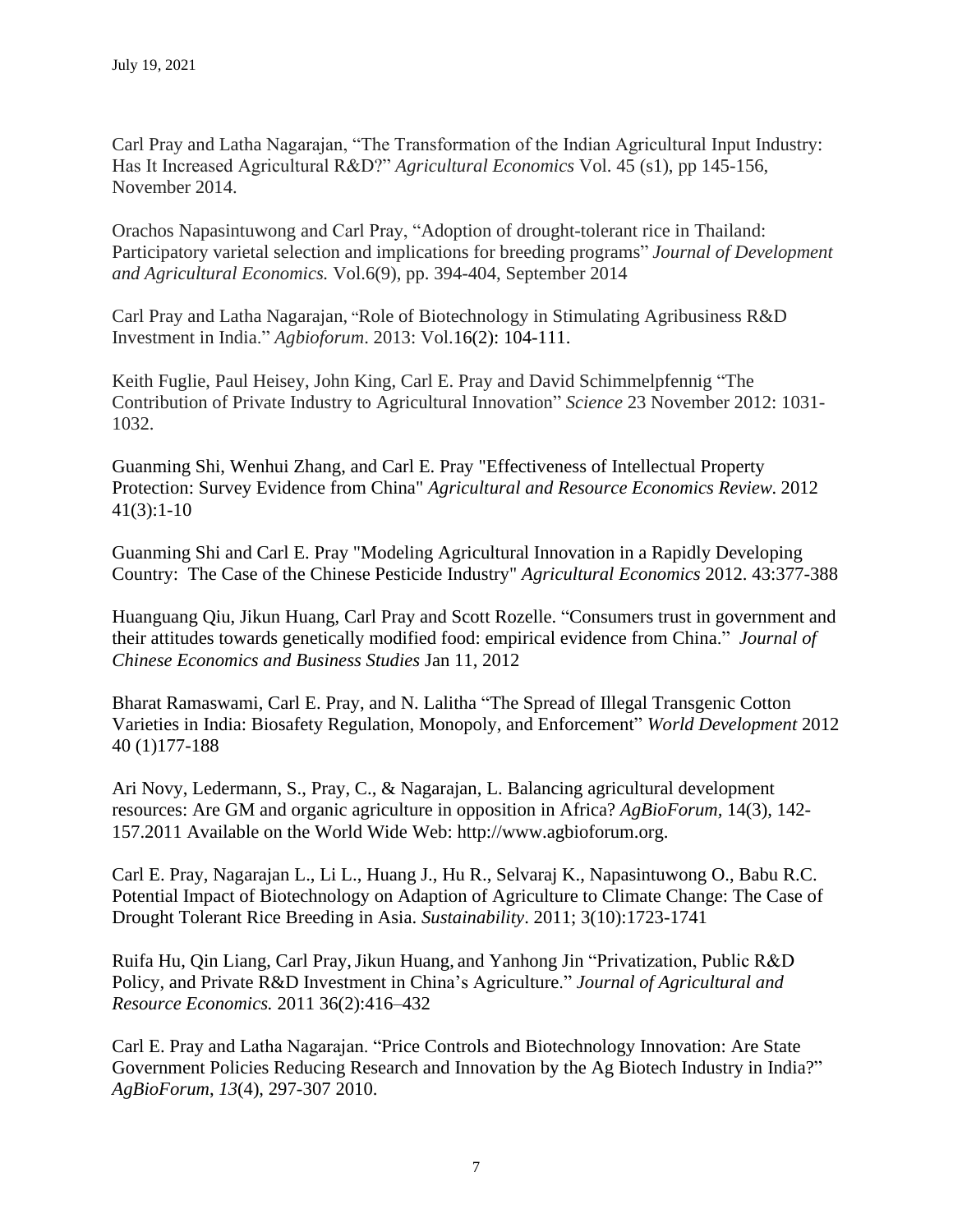Carl Pray and Latha Nagarajan, “The Transformation of the Indian Agricultural Input Industry: Has It Increased Agricultural R&D?” *Agricultural Economics* Vol. 45 (s1), pp 145-156, November 2014.

Orachos Napasintuwong and Carl Pray, “Adoption of drought-tolerant rice in Thailand: Participatory varietal selection and implications for breeding programs” *Journal of Development and Agricultural Economics.* Vol.6(9), pp. 394-404, September 2014

Carl Pray and Latha Nagarajan, “Role of Biotechnology in Stimulating Agribusiness R&D Investment in India.” *Agbioforum*. 2013: Vol.16(2): 104-111.

Keith Fuglie, Paul Heisey, John King, Carl E. Pray and David Schimmelpfennig “The Contribution of Private Industry to Agricultural Innovation” *Science* 23 November 2012: 1031-1032.

Guanming Shi, Wenhui Zhang, and Carl E. Pray "Effectiveness of Intellectual Property Protection: Survey Evidence from China" *Agricultural and Resource Economics Review*. 2012 41(3):1-10

Guanming Shi and Carl E. Pray "Modeling Agricultural Innovation in a Rapidly Developing Country: The Case of the Chinese Pesticide Industry" *Agricultural Economics* 2012. 43:377-388

Huanguang Qiu, Jikun Huang, Carl Pray and Scott Rozelle. “Consumers trust in government and their attitudes towards genetically modified food: empirical evidence from China.” *Journal of Chinese Economics and Business Studies* Jan 11, 2012

Bharat Ramaswami, Carl E. Pray, and N. Lalitha “The Spread of Illegal Transgenic Cotton Varieties in India: Biosafety Regulation, Monopoly, and Enforcement” *World Development* 2012 40 (1)177-188

Ari Novy, Ledermann, S., Pray, C., & Nagarajan, L. Balancing agricultural development resources: Are GM and organic agriculture in opposition in Africa? *AgBioForum*, 14(3), 142-157.2011 Available on the World Wide Web: http://www.agbioforum.org.

Carl E. Pray, Nagarajan L., Li L., Huang J., Hu R., Selvaraj K., Napasintuwong O., Babu R.C. Potential Impact of Biotechnology on Adaption of Agriculture to Climate Change: The Case of Drought Tolerant Rice Breeding in Asia. *Sustainability*. 2011; 3(10):1723-1741

Ruifa Hu, Qin Liang, Carl Pray, Jikun Huang, and Yanhong Jin “Privatization, Public R&D Policy, and Private R&D Investment in China’s Agriculture.” *Journal of Agricultural and Resource Economics.* 2011 36(2):416–432

Carl E. Pray and Latha Nagarajan. “Price Controls and Biotechnology Innovation: Are State Government Policies Reducing Research and Innovation by the Ag Biotech Industry in India?” *AgBioForum*, *13*(4), 297-307 2010.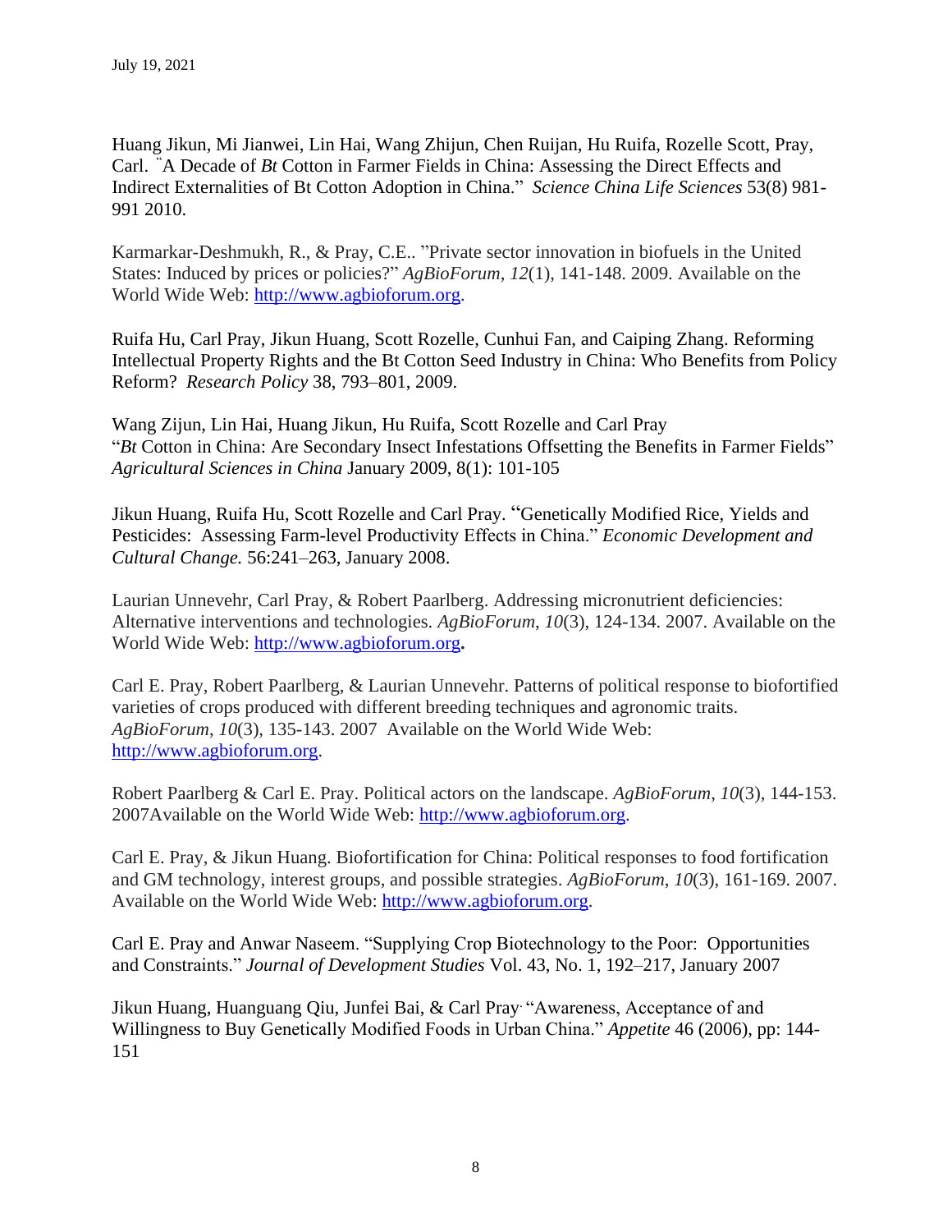Huang Jikun, Mi Jianwei, Lin Hai, Wang Zhijun, Chen Ruijan, Hu Ruifa, Rozelle Scott, Pray, Carl. "A Decade of *Bt* Cotton in Farmer Fields in China: Assessing the Direct Effects and Indirect Externalities of Bt Cotton Adoption in China." *Science China Life Sciences* 53(8) 981-991 2010.

Karmarkar-Deshmukh, R., & Pray, C.E.. "Private sector innovation in biofuels in the United States: Induced by prices or policies?" *AgBioForum*, *12*(1), 141-148. 2009. Available on the World Wide Web: http://www.agbioforum.org.

Ruifa Hu, Carl Pray, Jikun Huang, Scott Rozelle, Cunhui Fan, and Caiping Zhang. Reforming Intellectual Property Rights and the Bt Cotton Seed Industry in China: Who Benefits from Policy Reform? *Research Policy* 38, 793–801, 2009.

Wang Zijun, Lin Hai, Huang Jikun, Hu Ruifa, Scott Rozelle and Carl Pray "*Bt* Cotton in China: Are Secondary Insect Infestations Offsetting the Benefits in Farmer Fields" *Agricultural Sciences in China* January 2009, 8(1): 101-105

Jikun Huang, Ruifa Hu, Scott Rozelle and Carl Pray. "Genetically Modified Rice, Yields and Pesticides: Assessing Farm-level Productivity Effects in China." *Economic Development and Cultural Change.* 56:241–263, January 2008.

Laurian Unnevehr, Carl Pray, & Robert Paarlberg. Addressing micronutrient deficiencies: Alternative interventions and technologies. *AgBioForum*, *10*(3), 124-134. 2007. Available on the World Wide Web: http://www.agbioforum.org**.**

Carl E. Pray, Robert Paarlberg, & Laurian Unnevehr. Patterns of political response to biofortified varieties of crops produced with different breeding techniques and agronomic traits. *AgBioForum*, *10*(3), 135-143. 2007 Available on the World Wide Web: http://www.agbioforum.org.

Robert Paarlberg & Carl E. Pray. Political actors on the landscape. *AgBioForum*, *10*(3), 144-153. 2007Available on the World Wide Web: http://www.agbioforum.org.

Carl E. Pray, & Jikun Huang. Biofortification for China: Political responses to food fortification and GM technology, interest groups, and possible strategies. *AgBioForum*, *10*(3), 161-169. 2007. Available on the World Wide Web: http://www.agbioforum.org.

Carl E. Pray and Anwar Naseem. "Supplying Crop Biotechnology to the Poor: Opportunities and Constraints." *Journal of Development Studies* Vol. 43, No. 1, 192–217, January 2007

Jikun Huang, Huanguang Qiu, Junfei Bai, & Carl Pray. "Awareness, Acceptance of and Willingness to Buy Genetically Modified Foods in Urban China." *Appetite* 46 (2006), pp: 144-151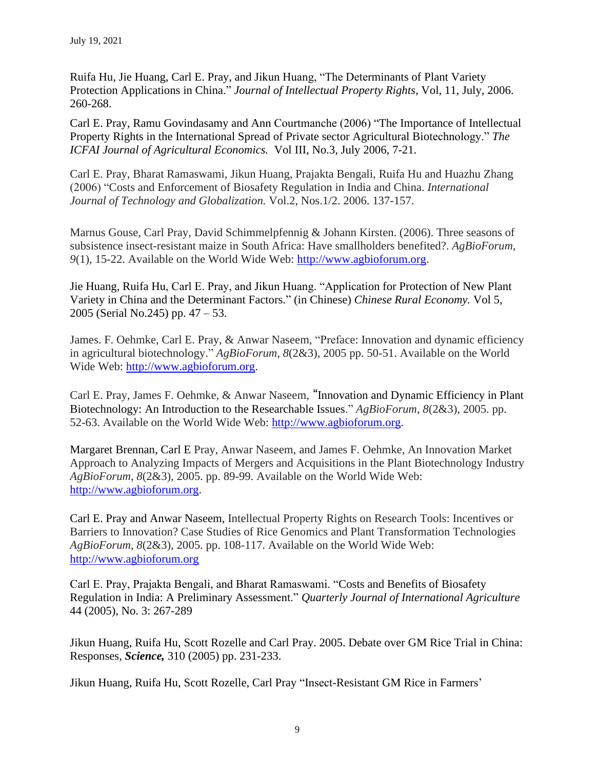Ruifa Hu, Jie Huang, Carl E. Pray, and Jikun Huang, "The Determinants of Plant Variety Protection Applications in China." *Journal of Intellectual Property Rights*, Vol, 11, July, 2006. 260-268.

Carl E. Pray, Ramu Govindasamy and Ann Courtmanche (2006) "The Importance of Intellectual Property Rights in the International Spread of Private sector Agricultural Biotechnology." *The ICFAI Journal of Agricultural Economics.* Vol III, No.3, July 2006, 7-21.

Carl E. Pray, Bharat Ramaswami, Jikun Huang, Prajakta Bengali, Ruifa Hu and Huazhu Zhang (2006) "Costs and Enforcement of Biosafety Regulation in India and China. *International Journal of Technology and Globalization.* Vol.2, Nos.1/2. 2006. 137-157.

Marnus Gouse, Carl Pray, David Schimmelpfennig & Johann Kirsten. (2006). Three seasons of subsistence insect-resistant maize in South Africa: Have smallholders benefited?. *AgBioForum*, *9*(1), 15-22. Available on the World Wide Web: http://www.agbioforum.org.

Jie Huang, Ruifa Hu, Carl E. Pray, and Jikun Huang. "Application for Protection of New Plant Variety in China and the Determinant Factors." (in Chinese) *Chinese Rural Economy.* Vol 5, 2005 (Serial No.245) pp. 47 – 53.

James. F. Oehmke, Carl E. Pray, & Anwar Naseem, "Preface: Innovation and dynamic efficiency in agricultural biotechnology." *AgBioForum*, *8*(2&3), 2005 pp. 50-51. Available on the World Wide Web: http://www.agbioforum.org.

Carl E. Pray, James F. Oehmke, & Anwar Naseem, "Innovation and Dynamic Efficiency in Plant Biotechnology: An Introduction to the Researchable Issues." *AgBioForum*, *8*(2&3), 2005. pp. 52-63. Available on the World Wide Web: http://www.agbioforum.org.

Margaret Brennan, Carl E Pray, Anwar Naseem, and James F. Oehmke, An Innovation Market Approach to Analyzing Impacts of Mergers and Acquisitions in the Plant Biotechnology Industry *AgBioForum*, *8*(2&3), 2005. pp. 89-99. Available on the World Wide Web: http://www.agbioforum.org.

Carl E. Pray and Anwar Naseem, Intellectual Property Rights on Research Tools: Incentives or Barriers to Innovation? Case Studies of Rice Genomics and Plant Transformation Technologies *AgBioForum*, *8*(2&3), 2005. pp. 108-117. Available on the World Wide Web: http://www.agbioforum.org

Carl E. Pray, Prajakta Bengali, and Bharat Ramaswami. "Costs and Benefits of Biosafety Regulation in India: A Preliminary Assessment." *Quarterly Journal of International Agriculture* 44 (2005), No. 3: 267-289

Jikun Huang, Ruifa Hu, Scott Rozelle and Carl Pray. 2005. Debate over GM Rice Trial in China: Responses, ***Science,*** 310 (2005) pp. 231-233.

Jikun Huang, Ruifa Hu, Scott Rozelle, Carl Pray "Insect-Resistant GM Rice in Farmers'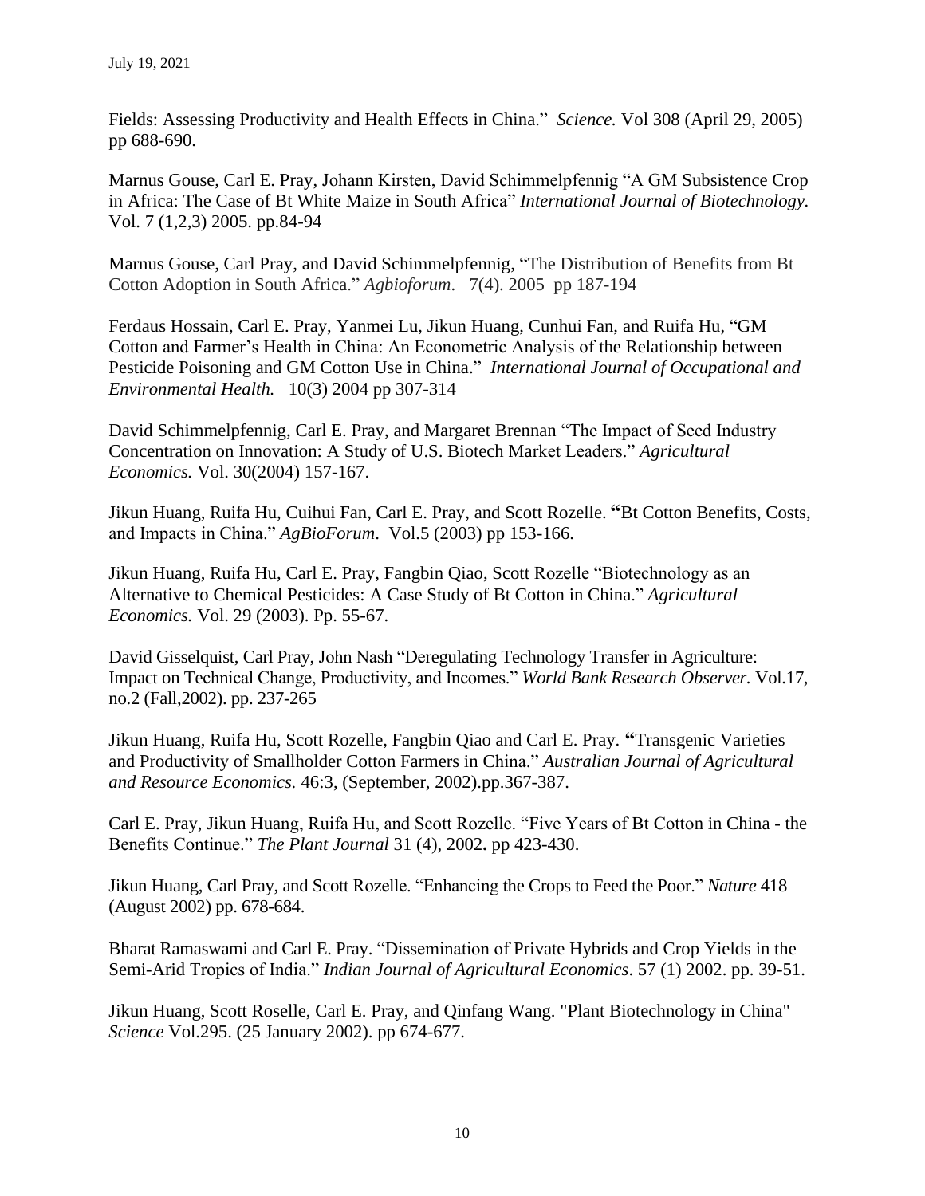Fields: Assessing Productivity and Health Effects in China." *Science.* Vol 308 (April 29, 2005) pp 688-690.

Marnus Gouse, Carl E. Pray, Johann Kirsten, David Schimmelpfennig "A GM Subsistence Crop in Africa: The Case of Bt White Maize in South Africa" *International Journal of Biotechnology.* Vol. 7 (1,2,3) 2005. pp.84-94

Marnus Gouse, Carl Pray, and David Schimmelpfennig, "The Distribution of Benefits from Bt Cotton Adoption in South Africa." *Agbioforum*. 7(4). 2005 pp 187-194

Ferdaus Hossain, Carl E. Pray, Yanmei Lu, Jikun Huang, Cunhui Fan, and Ruifa Hu, "GM Cotton and Farmer's Health in China: An Econometric Analysis of the Relationship between Pesticide Poisoning and GM Cotton Use in China." *International Journal of Occupational and Environmental Health.* 10(3) 2004 pp 307-314

David Schimmelpfennig, Carl E. Pray, and Margaret Brennan "The Impact of Seed Industry Concentration on Innovation: A Study of U.S. Biotech Market Leaders." *Agricultural Economics.* Vol. 30(2004) 157-167.

Jikun Huang, Ruifa Hu, Cuihui Fan, Carl E. Pray, and Scott Rozelle. **"**Bt Cotton Benefits, Costs, and Impacts in China." *AgBioForum*. Vol.5 (2003) pp 153-166.

Jikun Huang, Ruifa Hu, Carl E. Pray, Fangbin Qiao, Scott Rozelle "Biotechnology as an Alternative to Chemical Pesticides: A Case Study of Bt Cotton in China." *Agricultural Economics.* Vol. 29 (2003). Pp. 55-67.

David Gisselquist, Carl Pray, John Nash "Deregulating Technology Transfer in Agriculture: Impact on Technical Change, Productivity, and Incomes." *World Bank Research Observer.* Vol.17, no.2 (Fall,2002). pp. 237-265

Jikun Huang, Ruifa Hu, Scott Rozelle, Fangbin Qiao and Carl E. Pray. **"**Transgenic Varieties and Productivity of Smallholder Cotton Farmers in China." *Australian Journal of Agricultural and Resource Economics.* 46:3, (September, 2002).pp.367-387.

Carl E. Pray, Jikun Huang, Ruifa Hu, and Scott Rozelle. "Five Years of Bt Cotton in China - the Benefits Continue." *The Plant Journal* 31 (4), 2002**.** pp 423-430.

Jikun Huang, Carl Pray, and Scott Rozelle. "Enhancing the Crops to Feed the Poor." *Nature* 418 (August 2002) pp. 678-684.

Bharat Ramaswami and Carl E. Pray. "Dissemination of Private Hybrids and Crop Yields in the Semi-Arid Tropics of India." *Indian Journal of Agricultural Economics*. 57 (1) 2002. pp. 39-51.

Jikun Huang, Scott Roselle, Carl E. Pray, and Qinfang Wang. "Plant Biotechnology in China" *Science* Vol.295. (25 January 2002). pp 674-677.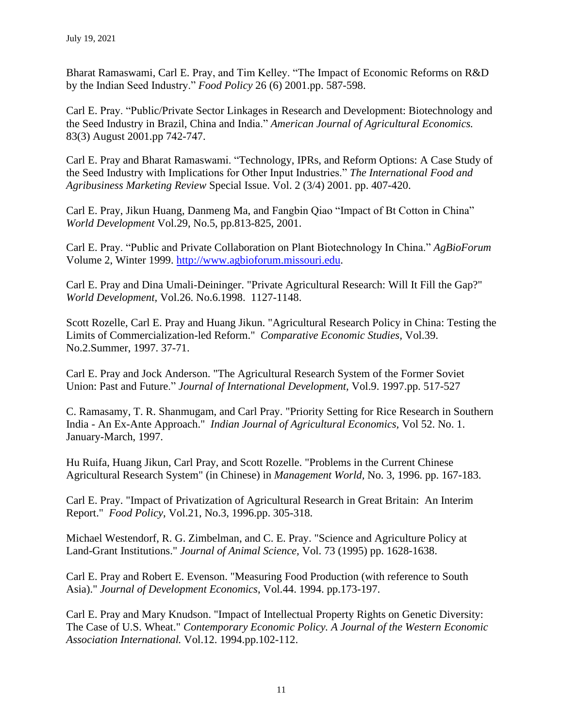Bharat Ramaswami, Carl E. Pray, and Tim Kelley. "The Impact of Economic Reforms on R&D by the Indian Seed Industry." *Food Policy* 26 (6) 2001.pp. 587-598.

Carl E. Pray. "Public/Private Sector Linkages in Research and Development: Biotechnology and the Seed Industry in Brazil, China and India." *American Journal of Agricultural Economics.* 83(3) August 2001.pp 742-747.

Carl E. Pray and Bharat Ramaswami. "Technology, IPRs, and Reform Options: A Case Study of the Seed Industry with Implications for Other Input Industries." *The International Food and Agribusiness Marketing Review* Special Issue. Vol. 2 (3/4) 2001. pp. 407-420.

Carl E. Pray, Jikun Huang, Danmeng Ma, and Fangbin Qiao "Impact of Bt Cotton in China" *World Development* Vol.29, No.5, pp.813-825, 2001.

Carl E. Pray. "Public and Private Collaboration on Plant Biotechnology In China." *AgBioForum* Volume 2, Winter 1999. http://www.agbioforum.missouri.edu.

Carl E. Pray and Dina Umali-Deininger. "Private Agricultural Research: Will It Fill the Gap?" *World Development,* Vol.26. No.6.1998. 1127-1148.

Scott Rozelle, Carl E. Pray and Huang Jikun. "Agricultural Research Policy in China: Testing the Limits of Commercialization-led Reform." *Comparative Economic Studies,* Vol.39. No.2.Summer, 1997. 37-71.

Carl E. Pray and Jock Anderson. "The Agricultural Research System of the Former Soviet Union: Past and Future." *Journal of International Development,* Vol.9. 1997.pp. 517-527

C. Ramasamy, T. R. Shanmugam, and Carl Pray. "Priority Setting for Rice Research in Southern India - An Ex-Ante Approach." *Indian Journal of Agricultural Economics,* Vol 52. No. 1. January-March, 1997.

Hu Ruifa, Huang Jikun, Carl Pray, and Scott Rozelle. "Problems in the Current Chinese Agricultural Research System" (in Chinese) in *Management World,* No. 3, 1996. pp. 167-183.

Carl E. Pray. "Impact of Privatization of Agricultural Research in Great Britain: An Interim Report." *Food Policy,* Vol.21, No.3, 1996.pp. 305-318.

Michael Westendorf, R. G. Zimbelman, and C. E. Pray. "Science and Agriculture Policy at Land-Grant Institutions." *Journal of Animal Science,* Vol. 73 (1995) pp. 1628-1638.

Carl E. Pray and Robert E. Evenson. "Measuring Food Production (with reference to South Asia)." *Journal of Development Economics,* Vol.44. 1994. pp.173-197.

Carl E. Pray and Mary Knudson. "Impact of Intellectual Property Rights on Genetic Diversity: The Case of U.S. Wheat." *Contemporary Economic Policy. A Journal of the Western Economic Association International.* Vol.12. 1994.pp.102-112.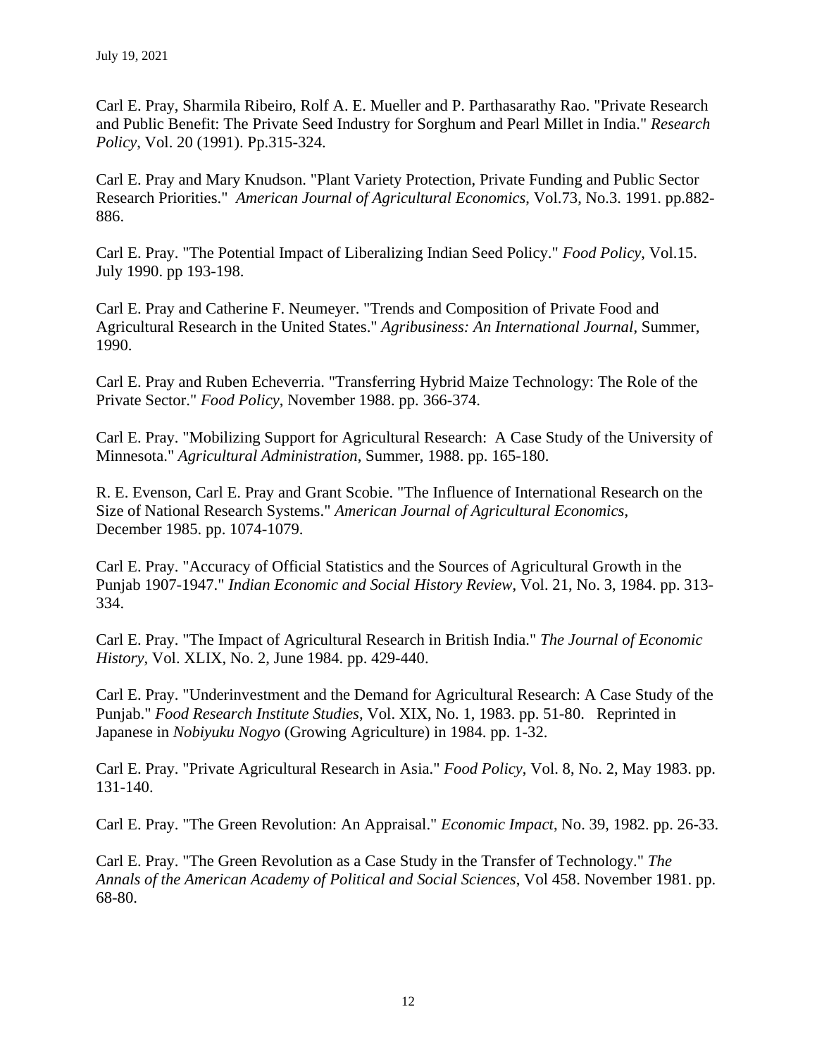Carl E. Pray, Sharmila Ribeiro, Rolf A. E. Mueller and P. Parthasarathy Rao. "Private Research and Public Benefit: The Private Seed Industry for Sorghum and Pearl Millet in India." *Research Policy*, Vol. 20 (1991). Pp.315-324.

Carl E. Pray and Mary Knudson. "Plant Variety Protection, Private Funding and Public Sector Research Priorities." *American Journal of Agricultural Economics*, Vol.73, No.3. 1991. pp.882-886.

Carl E. Pray. "The Potential Impact of Liberalizing Indian Seed Policy." *Food Policy*, Vol.15. July 1990. pp 193-198.

Carl E. Pray and Catherine F. Neumeyer. "Trends and Composition of Private Food and Agricultural Research in the United States." *Agribusiness: An International Journal*, Summer, 1990.

Carl E. Pray and Ruben Echeverria. "Transferring Hybrid Maize Technology: The Role of the Private Sector." *Food Policy*, November 1988. pp. 366-374.

Carl E. Pray. "Mobilizing Support for Agricultural Research: A Case Study of the University of Minnesota." *Agricultural Administration*, Summer, 1988. pp. 165-180.

R. E. Evenson, Carl E. Pray and Grant Scobie. "The Influence of International Research on the Size of National Research Systems." *American Journal of Agricultural Economics*, December 1985. pp. 1074-1079.

Carl E. Pray. "Accuracy of Official Statistics and the Sources of Agricultural Growth in the Punjab 1907-1947." *Indian Economic and Social History Review*, Vol. 21, No. 3, 1984. pp. 313-334.

Carl E. Pray. "The Impact of Agricultural Research in British India." *The Journal of Economic History*, Vol. XLIX, No. 2, June 1984. pp. 429-440.

Carl E. Pray. "Underinvestment and the Demand for Agricultural Research: A Case Study of the Punjab." *Food Research Institute Studies*, Vol. XIX, No. 1, 1983. pp. 51-80. Reprinted in Japanese in *Nobiyuku Nogyo* (Growing Agriculture) in 1984. pp. 1-32.

Carl E. Pray. "Private Agricultural Research in Asia." *Food Policy*, Vol. 8, No. 2, May 1983. pp. 131-140.

Carl E. Pray. "The Green Revolution: An Appraisal." *Economic Impact*, No. 39, 1982. pp. 26-33.

Carl E. Pray. "The Green Revolution as a Case Study in the Transfer of Technology." *The Annals of the American Academy of Political and Social Sciences*, Vol 458. November 1981. pp. 68-80.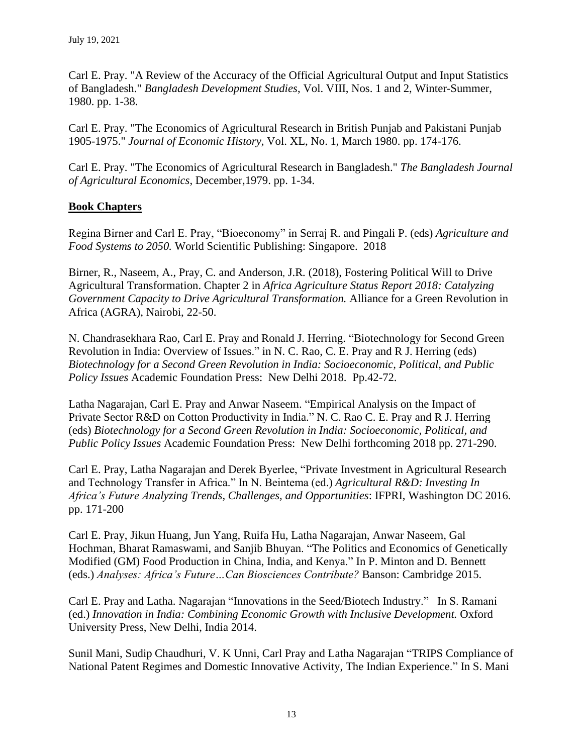Carl E. Pray. "A Review of the Accuracy of the Official Agricultural Output and Input Statistics of Bangladesh." *Bangladesh Development Studies*, Vol. VIII, Nos. 1 and 2, Winter-Summer, 1980. pp. 1-38.

Carl E. Pray. "The Economics of Agricultural Research in British Punjab and Pakistani Punjab 1905-1975." *Journal of Economic History*, Vol. XL, No. 1, March 1980. pp. 174-176.

Carl E. Pray. "The Economics of Agricultural Research in Bangladesh." *The Bangladesh Journal of Agricultural Economics*, December,1979. pp. 1-34.

## **Book Chapters**

Regina Birner and Carl E. Pray, "Bioeconomy" in Serraj R. and Pingali P. (eds) *Agriculture and Food Systems to 2050.* World Scientific Publishing: Singapore. 2018

Birner, R., Naseem, A., Pray, C. and Anderson, J.R. (2018), Fostering Political Will to Drive Agricultural Transformation. Chapter 2 in *Africa Agriculture Status Report 2018: Catalyzing Government Capacity to Drive Agricultural Transformation.* Alliance for a Green Revolution in Africa (AGRA), Nairobi, 22-50.

N. Chandrasekhara Rao, Carl E. Pray and Ronald J. Herring. "Biotechnology for Second Green Revolution in India: Overview of Issues." in N. C. Rao, C. E. Pray and R J. Herring (eds) *Biotechnology for a Second Green Revolution in India: Socioeconomic, Political, and Public Policy Issues* Academic Foundation Press: New Delhi 2018. Pp.42-72.

Latha Nagarajan, Carl E. Pray and Anwar Naseem. "Empirical Analysis on the Impact of Private Sector R&D on Cotton Productivity in India." N. C. Rao C. E. Pray and R J. Herring (eds) *Biotechnology for a Second Green Revolution in India: Socioeconomic, Political, and Public Policy Issues* Academic Foundation Press: New Delhi forthcoming 2018 pp. 271-290.

Carl E. Pray, Latha Nagarajan and Derek Byerlee, "Private Investment in Agricultural Research and Technology Transfer in Africa." In N. Beintema (ed.) *Agricultural R&D: Investing In Africa's Future Analyzing Trends, Challenges, and Opportunities*: IFPRI, Washington DC 2016. pp. 171-200

Carl E. Pray, Jikun Huang, Jun Yang, Ruifa Hu, Latha Nagarajan, Anwar Naseem, Gal Hochman, Bharat Ramaswami, and Sanjib Bhuyan. "The Politics and Economics of Genetically Modified (GM) Food Production in China, India, and Kenya." In P. Minton and D. Bennett (eds.) *Analyses: Africa's Future…Can Biosciences Contribute?* Banson: Cambridge 2015.

Carl E. Pray and Latha. Nagarajan "Innovations in the Seed/Biotech Industry." In S. Ramani (ed.) *Innovation in India: Combining Economic Growth with Inclusive Development.* Oxford University Press, New Delhi, India 2014.

Sunil Mani, Sudip Chaudhuri, V. K Unni, Carl Pray and Latha Nagarajan "TRIPS Compliance of National Patent Regimes and Domestic Innovative Activity, The Indian Experience." In S. Mani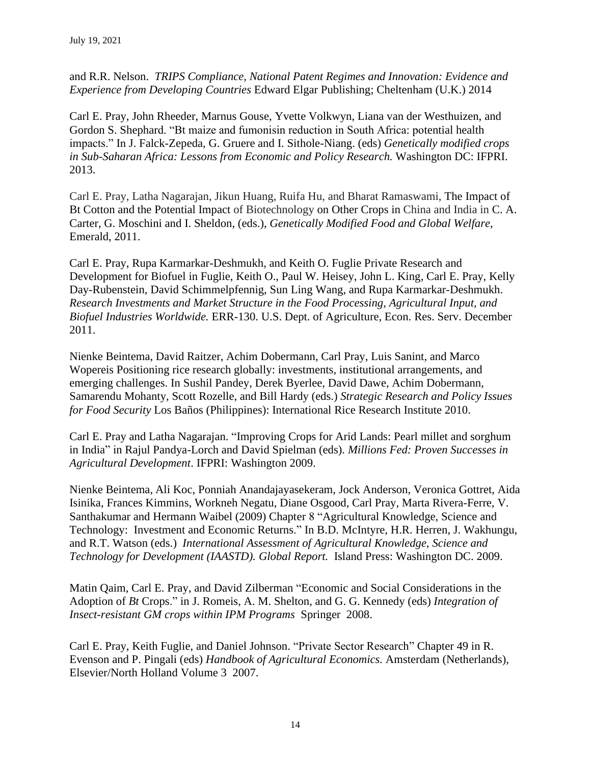and R.R. Nelson. *TRIPS Compliance, National Patent Regimes and Innovation: Evidence and Experience from Developing Countries* Edward Elgar Publishing; Cheltenham (U.K.) 2014

Carl E. Pray, John Rheeder, Marnus Gouse, Yvette Volkwyn, Liana van der Westhuizen, and Gordon S. Shephard. "Bt maize and fumonisin reduction in South Africa: potential health impacts." In J. Falck-Zepeda, G. Gruere and I. Sithole-Niang. (eds) *Genetically modified crops in Sub-Saharan Africa: Lessons from Economic and Policy Research.* Washington DC: IFPRI. 2013.

Carl E. Pray, Latha Nagarajan, Jikun Huang, Ruifa Hu, and Bharat Ramaswami, The Impact of Bt Cotton and the Potential Impact of Biotechnology on Other Crops in China and India in C. A. Carter, G. Moschini and I. Sheldon, (eds.), *Genetically Modified Food and Global Welfare*, Emerald, 2011.

Carl E. Pray, Rupa Karmarkar-Deshmukh, and Keith O. Fuglie Private Research and Development for Biofuel in Fuglie, Keith O., Paul W. Heisey, John L. King, Carl E. Pray, Kelly Day-Rubenstein, David Schimmelpfennig, Sun Ling Wang, and Rupa Karmarkar-Deshmukh. *Research Investments and Market Structure in the Food Processing, Agricultural Input, and Biofuel Industries Worldwide.* ERR-130. U.S. Dept. of Agriculture, Econ. Res. Serv. December 2011.

Nienke Beintema, David Raitzer, Achim Dobermann, Carl Pray, Luis Sanint, and Marco Wopereis Positioning rice research globally: investments, institutional arrangements, and emerging challenges. In Sushil Pandey, Derek Byerlee, David Dawe, Achim Dobermann, Samarendu Mohanty, Scott Rozelle, and Bill Hardy (eds.) *Strategic Research and Policy Issues for Food Security* Los Baños (Philippines): International Rice Research Institute 2010.

Carl E. Pray and Latha Nagarajan. "Improving Crops for Arid Lands: Pearl millet and sorghum in India" in Rajul Pandya-Lorch and David Spielman (eds). *Millions Fed: Proven Successes in Agricultural Development*. IFPRI: Washington 2009.

Nienke Beintema, Ali Koc, Ponniah Anandajayasekeram, Jock Anderson, Veronica Gottret, Aida Isinika, Frances Kimmins, Workneh Negatu, Diane Osgood, Carl Pray, Marta Rivera-Ferre, V. Santhakumar and Hermann Waibel (2009) Chapter 8 "Agricultural Knowledge, Science and Technology: Investment and Economic Returns." In B.D. McIntyre, H.R. Herren, J. Wakhungu, and R.T. Watson (eds.) *International Assessment of Agricultural Knowledge, Science and Technology for Development (IAASTD). Global Report.* Island Press: Washington DC. 2009.

Matin Qaim, Carl E. Pray, and David Zilberman "Economic and Social Considerations in the Adoption of *Bt* Crops." in J. Romeis, A. M. Shelton, and G. G. Kennedy (eds) *Integration of Insect-resistant GM crops within IPM Programs* Springer 2008.

Carl E. Pray, Keith Fuglie, and Daniel Johnson. "Private Sector Research" Chapter 49 in R. Evenson and P. Pingali (eds) *Handbook of Agricultural Economics.* Amsterdam (Netherlands), Elsevier/North Holland Volume 3 2007.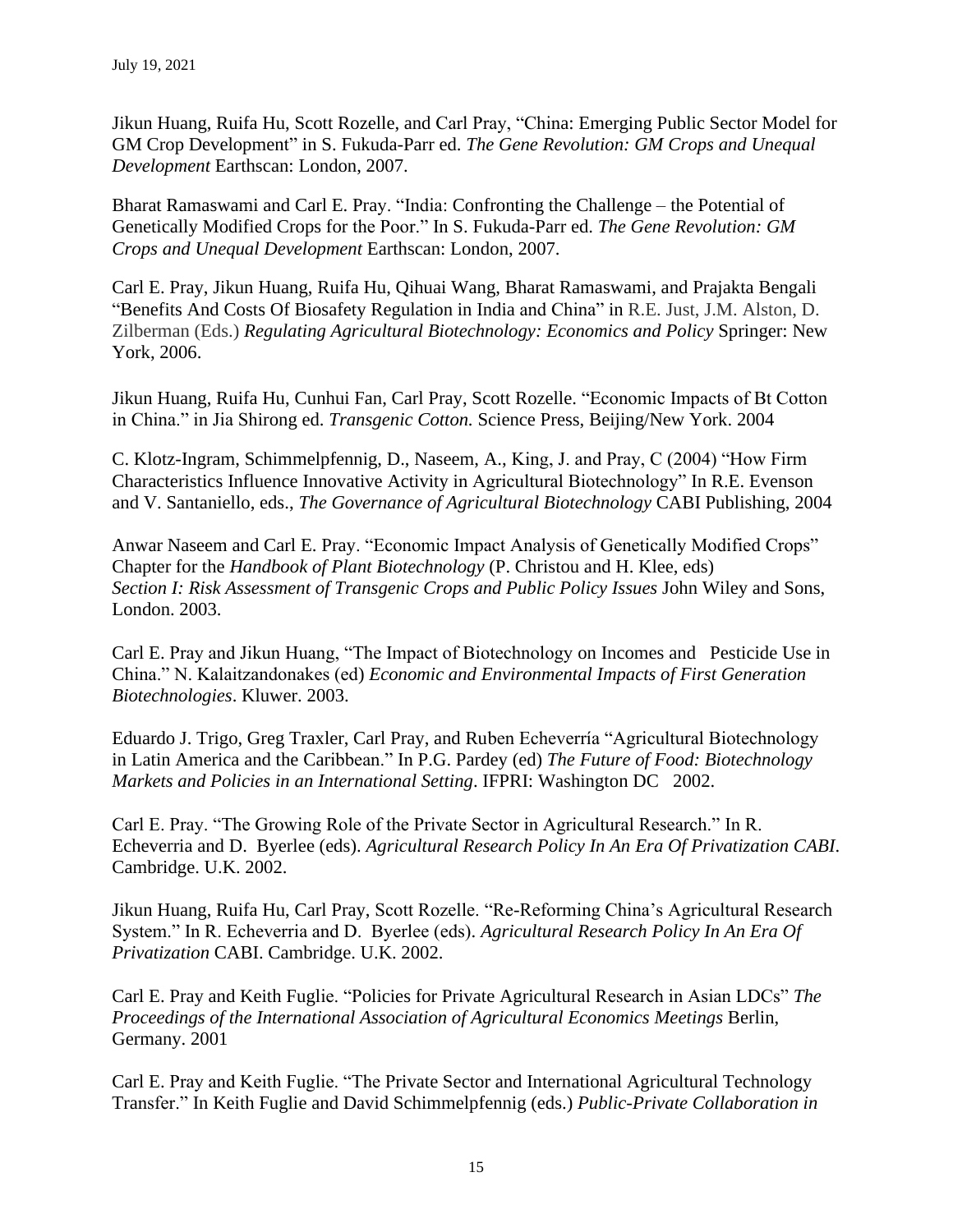Jikun Huang, Ruifa Hu, Scott Rozelle, and Carl Pray, "China: Emerging Public Sector Model for GM Crop Development" in S. Fukuda-Parr ed. *The Gene Revolution: GM Crops and Unequal Development* Earthscan: London, 2007.

Bharat Ramaswami and Carl E. Pray. "India: Confronting the Challenge – the Potential of Genetically Modified Crops for the Poor." In S. Fukuda-Parr ed. *The Gene Revolution: GM Crops and Unequal Development* Earthscan: London, 2007.

Carl E. Pray, Jikun Huang, Ruifa Hu, Qihuai Wang, Bharat Ramaswami, and Prajakta Bengali "Benefits And Costs Of Biosafety Regulation in India and China" in R.E. Just, J.M. Alston, D. Zilberman (Eds.) *Regulating Agricultural Biotechnology: Economics and Policy* Springer: New York, 2006.

Jikun Huang, Ruifa Hu, Cunhui Fan, Carl Pray, Scott Rozelle. "Economic Impacts of Bt Cotton in China." in Jia Shirong ed. *Transgenic Cotton.* Science Press, Beijing/New York. 2004

C. Klotz-Ingram, Schimmelpfennig, D., Naseem, A., King, J. and Pray, C (2004) "How Firm Characteristics Influence Innovative Activity in Agricultural Biotechnology" In R.E. Evenson and V. Santaniello, eds., *The Governance of Agricultural Biotechnology* CABI Publishing, 2004

Anwar Naseem and Carl E. Pray. "Economic Impact Analysis of Genetically Modified Crops" Chapter for the *Handbook of Plant Biotechnology* (P. Christou and H. Klee, eds) *Section I: Risk Assessment of Transgenic Crops and Public Policy Issues* John Wiley and Sons, London. 2003.

Carl E. Pray and Jikun Huang, "The Impact of Biotechnology on Incomes and Pesticide Use in China." N. Kalaitzandonakes (ed) *Economic and Environmental Impacts of First Generation Biotechnologies*. Kluwer. 2003.

Eduardo J. Trigo, Greg Traxler, Carl Pray, and Ruben Echeverría "Agricultural Biotechnology in Latin America and the Caribbean." In P.G. Pardey (ed) *The Future of Food: Biotechnology Markets and Policies in an International Setting*. IFPRI: Washington DC 2002.

Carl E. Pray. "The Growing Role of the Private Sector in Agricultural Research." In R. Echeverria and D. Byerlee (eds). *Agricultural Research Policy In An Era Of Privatization CABI*. Cambridge. U.K. 2002.

Jikun Huang, Ruifa Hu, Carl Pray, Scott Rozelle. "Re-Reforming China's Agricultural Research System." In R. Echeverria and D. Byerlee (eds). *Agricultural Research Policy In An Era Of Privatization* CABI. Cambridge. U.K. 2002.

Carl E. Pray and Keith Fuglie. "Policies for Private Agricultural Research in Asian LDCs" *The Proceedings of the International Association of Agricultural Economics Meetings* Berlin, Germany. 2001

Carl E. Pray and Keith Fuglie. "The Private Sector and International Agricultural Technology Transfer." In Keith Fuglie and David Schimmelpfennig (eds.) *Public-Private Collaboration in*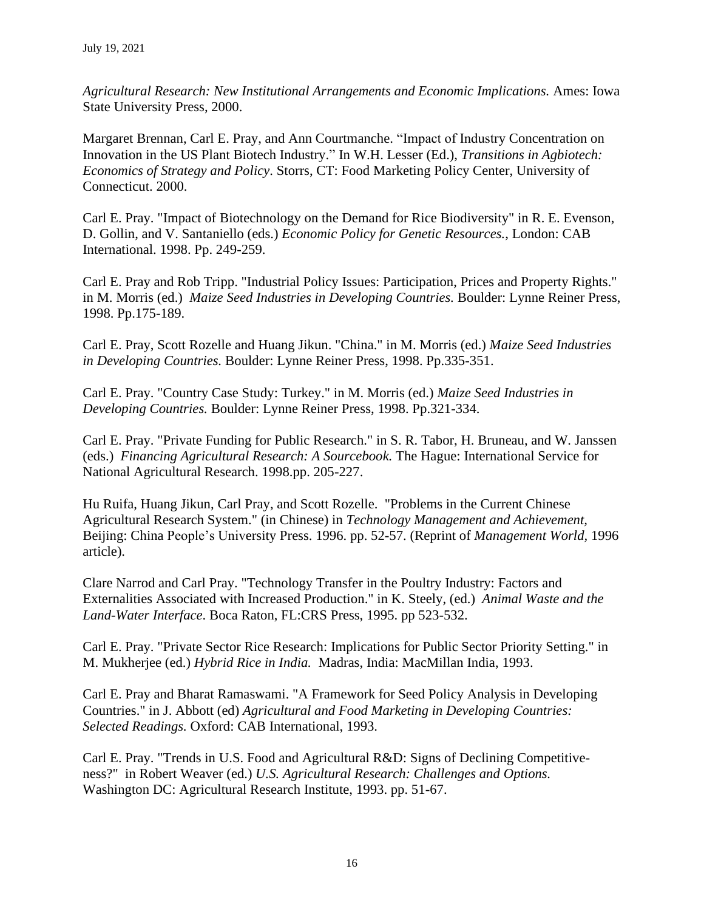*Agricultural Research: New Institutional Arrangements and Economic Implications.* Ames: Iowa State University Press, 2000.

Margaret Brennan, Carl E. Pray, and Ann Courtmanche. "Impact of Industry Concentration on Innovation in the US Plant Biotech Industry." In W.H. Lesser (Ed.), *Transitions in Agbiotech: Economics of Strategy and Policy*. Storrs, CT: Food Marketing Policy Center, University of Connecticut. 2000.

Carl E. Pray. "Impact of Biotechnology on the Demand for Rice Biodiversity" in R. E. Evenson, D. Gollin, and V. Santaniello (eds.) *Economic Policy for Genetic Resources.,* London: CAB International. 1998. Pp. 249-259.

Carl E. Pray and Rob Tripp. "Industrial Policy Issues: Participation, Prices and Property Rights." in M. Morris (ed.) *Maize Seed Industries in Developing Countries.* Boulder: Lynne Reiner Press, 1998. Pp.175-189.

Carl E. Pray, Scott Rozelle and Huang Jikun. "China." in M. Morris (ed.) *Maize Seed Industries in Developing Countries.* Boulder: Lynne Reiner Press, 1998. Pp.335-351.

Carl E. Pray. "Country Case Study: Turkey." in M. Morris (ed.) *Maize Seed Industries in Developing Countries.* Boulder: Lynne Reiner Press, 1998. Pp.321-334.

Carl E. Pray. "Private Funding for Public Research." in S. R. Tabor, H. Bruneau, and W. Janssen (eds.) *Financing Agricultural Research: A Sourcebook.* The Hague: International Service for National Agricultural Research. 1998.pp. 205-227.

Hu Ruifa, Huang Jikun, Carl Pray, and Scott Rozelle. "Problems in the Current Chinese Agricultural Research System." (in Chinese) in *Technology Management and Achievement,* Beijing: China People's University Press. 1996. pp. 52-57. (Reprint of *Management World,* 1996 article).

Clare Narrod and Carl Pray. "Technology Transfer in the Poultry Industry: Factors and Externalities Associated with Increased Production." in K. Steely, (ed.) *Animal Waste and the Land-Water Interface*. Boca Raton, FL:CRS Press, 1995. pp 523-532.

Carl E. Pray. "Private Sector Rice Research: Implications for Public Sector Priority Setting." in M. Mukherjee (ed.) *Hybrid Rice in India.* Madras, India: MacMillan India, 1993.

Carl E. Pray and Bharat Ramaswami. "A Framework for Seed Policy Analysis in Developing Countries." in J. Abbott (ed) *Agricultural and Food Marketing in Developing Countries: Selected Readings.* Oxford: CAB International, 1993.

Carl E. Pray. "Trends in U.S. Food and Agricultural R&D: Signs of Declining Competitive-ness?" in Robert Weaver (ed.) *U.S. Agricultural Research: Challenges and Options.* Washington DC: Agricultural Research Institute, 1993. pp. 51-67.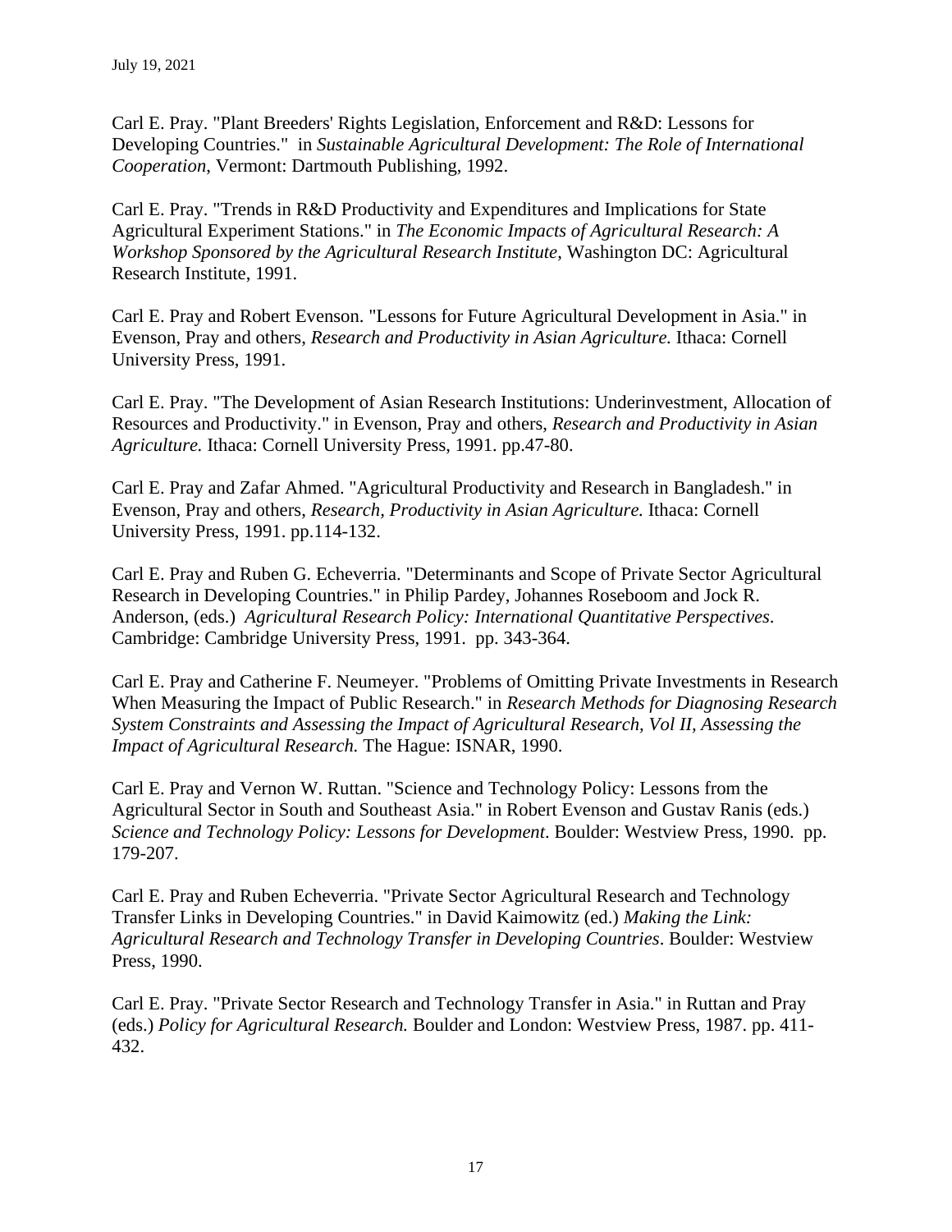Carl E. Pray. "Plant Breeders' Rights Legislation, Enforcement and R&D: Lessons for Developing Countries." in *Sustainable Agricultural Development: The Role of International Cooperation*, Vermont: Dartmouth Publishing, 1992.

Carl E. Pray. "Trends in R&D Productivity and Expenditures and Implications for State Agricultural Experiment Stations." in *The Economic Impacts of Agricultural Research: A Workshop Sponsored by the Agricultural Research Institute*, Washington DC: Agricultural Research Institute, 1991.

Carl E. Pray and Robert Evenson. "Lessons for Future Agricultural Development in Asia." in Evenson, Pray and others, *Research and Productivity in Asian Agriculture.* Ithaca: Cornell University Press, 1991.

Carl E. Pray. "The Development of Asian Research Institutions: Underinvestment, Allocation of Resources and Productivity." in Evenson, Pray and others, *Research and Productivity in Asian Agriculture.* Ithaca: Cornell University Press, 1991. pp.47-80.

Carl E. Pray and Zafar Ahmed. "Agricultural Productivity and Research in Bangladesh." in Evenson, Pray and others, *Research, Productivity in Asian Agriculture.* Ithaca: Cornell University Press, 1991. pp.114-132.

Carl E. Pray and Ruben G. Echeverria. "Determinants and Scope of Private Sector Agricultural Research in Developing Countries." in Philip Pardey, Johannes Roseboom and Jock R. Anderson, (eds.) *Agricultural Research Policy: International Quantitative Perspectives*. Cambridge: Cambridge University Press, 1991. pp. 343-364.

Carl E. Pray and Catherine F. Neumeyer. "Problems of Omitting Private Investments in Research When Measuring the Impact of Public Research." in *Research Methods for Diagnosing Research System Constraints and Assessing the Impact of Agricultural Research, Vol II, Assessing the Impact of Agricultural Research.* The Hague: ISNAR, 1990.

Carl E. Pray and Vernon W. Ruttan. "Science and Technology Policy: Lessons from the Agricultural Sector in South and Southeast Asia." in Robert Evenson and Gustav Ranis (eds.) *Science and Technology Policy: Lessons for Development*. Boulder: Westview Press, 1990. pp. 179-207.

Carl E. Pray and Ruben Echeverria. "Private Sector Agricultural Research and Technology Transfer Links in Developing Countries." in David Kaimowitz (ed.) *Making the Link: Agricultural Research and Technology Transfer in Developing Countries*. Boulder: Westview Press, 1990.

Carl E. Pray. "Private Sector Research and Technology Transfer in Asia." in Ruttan and Pray (eds.) *Policy for Agricultural Research.* Boulder and London: Westview Press, 1987. pp. 411-432.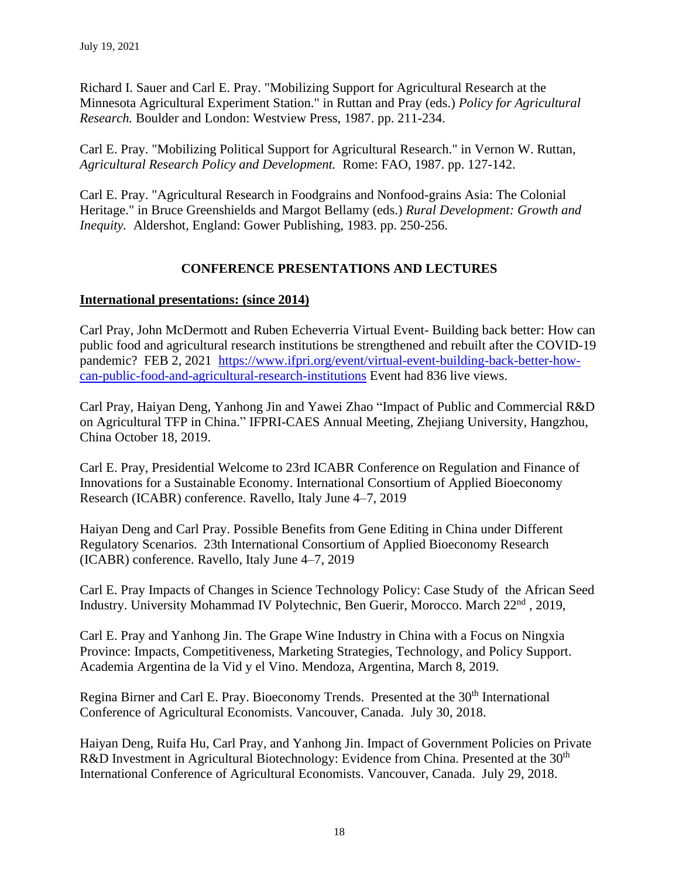Richard I. Sauer and Carl E. Pray. "Mobilizing Support for Agricultural Research at the Minnesota Agricultural Experiment Station." in Ruttan and Pray (eds.) *Policy for Agricultural Research.* Boulder and London: Westview Press, 1987. pp. 211-234.

Carl E. Pray. "Mobilizing Political Support for Agricultural Research." in Vernon W. Ruttan, *Agricultural Research Policy and Development.* Rome: FAO, 1987. pp. 127-142.

Carl E. Pray. "Agricultural Research in Foodgrains and Nonfood-grains Asia: The Colonial Heritage." in Bruce Greenshields and Margot Bellamy (eds.) *Rural Development: Growth and Inequity.* Aldershot, England: Gower Publishing, 1983. pp. 250-256.

## CONFERENCE PRESENTATIONS AND LECTURES

### International presentations: (since 2014)

Carl Pray, John McDermott and Ruben Echeverria Virtual Event- Building back better: How can public food and agricultural research institutions be strengthened and rebuilt after the COVID-19 pandemic? FEB 2, 2021 https://www.ifpri.org/event/virtual-event-building-back-better-how-can-public-food-and-agricultural-research-institutions Event had 836 live views.

Carl Pray, Haiyan Deng, Yanhong Jin and Yawei Zhao "Impact of Public and Commercial R&D on Agricultural TFP in China." IFPRI-CAES Annual Meeting, Zhejiang University, Hangzhou, China October 18, 2019.

Carl E. Pray, Presidential Welcome to 23rd ICABR Conference on Regulation and Finance of Innovations for a Sustainable Economy. International Consortium of Applied Bioeconomy Research (ICABR) conference. Ravello, Italy June 4–7, 2019

Haiyan Deng and Carl Pray. Possible Benefits from Gene Editing in China under Different Regulatory Scenarios. 23th International Consortium of Applied Bioeconomy Research (ICABR) conference. Ravello, Italy June 4–7, 2019

Carl E. Pray Impacts of Changes in Science Technology Policy: Case Study of the African Seed Industry. University Mohammad IV Polytechnic, Ben Guerir, Morocco. March 22nd , 2019,

Carl E. Pray and Yanhong Jin. The Grape Wine Industry in China with a Focus on Ningxia Province: Impacts, Competitiveness, Marketing Strategies, Technology, and Policy Support. Academia Argentina de la Vid y el Vino. Mendoza, Argentina, March 8, 2019.

Regina Birner and Carl E. Pray. Bioeconomy Trends. Presented at the 30th International Conference of Agricultural Economists. Vancouver, Canada. July 30, 2018.

Haiyan Deng, Ruifa Hu, Carl Pray, and Yanhong Jin. Impact of Government Policies on Private R&D Investment in Agricultural Biotechnology: Evidence from China. Presented at the 30th International Conference of Agricultural Economists. Vancouver, Canada. July 29, 2018.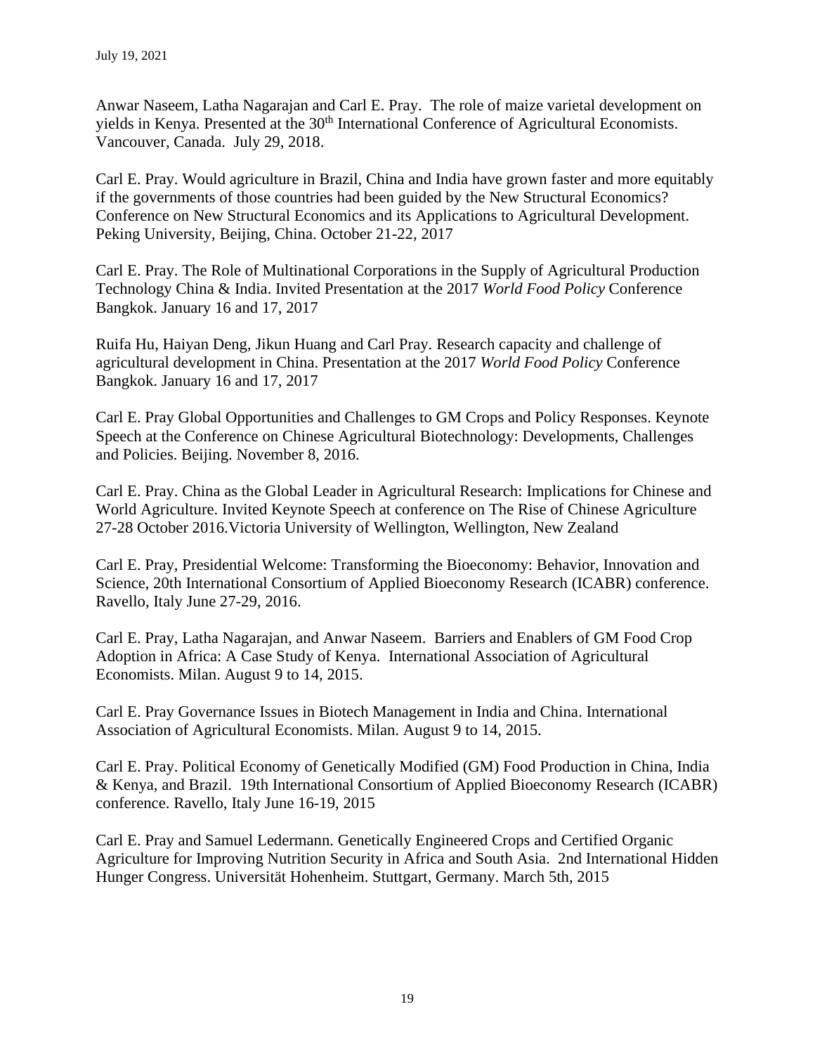Anwar Naseem, Latha Nagarajan and Carl E. Pray. The role of maize varietal development on yields in Kenya. Presented at the 30th International Conference of Agricultural Economists. Vancouver, Canada. July 29, 2018.

Carl E. Pray. Would agriculture in Brazil, China and India have grown faster and more equitably if the governments of those countries had been guided by the New Structural Economics? Conference on New Structural Economics and its Applications to Agricultural Development. Peking University, Beijing, China. October 21-22, 2017

Carl E. Pray. The Role of Multinational Corporations in the Supply of Agricultural Production Technology China & India. Invited Presentation at the 2017 *World Food Policy* Conference Bangkok. January 16 and 17, 2017

Ruifa Hu, Haiyan Deng, Jikun Huang and Carl Pray. Research capacity and challenge of agricultural development in China. Presentation at the 2017 *World Food Policy* Conference Bangkok. January 16 and 17, 2017

Carl E. Pray Global Opportunities and Challenges to GM Crops and Policy Responses. Keynote Speech at the Conference on Chinese Agricultural Biotechnology: Developments, Challenges and Policies. Beijing. November 8, 2016.

Carl E. Pray. China as the Global Leader in Agricultural Research: Implications for Chinese and World Agriculture. Invited Keynote Speech at conference on The Rise of Chinese Agriculture 27-28 October 2016.Victoria University of Wellington, Wellington, New Zealand

Carl E. Pray, Presidential Welcome: Transforming the Bioeconomy: Behavior, Innovation and Science, 20th International Consortium of Applied Bioeconomy Research (ICABR) conference. Ravello, Italy June 27-29, 2016.

Carl E. Pray, Latha Nagarajan, and Anwar Naseem. Barriers and Enablers of GM Food Crop Adoption in Africa: A Case Study of Kenya. International Association of Agricultural Economists. Milan. August 9 to 14, 2015.

Carl E. Pray Governance Issues in Biotech Management in India and China. International Association of Agricultural Economists. Milan. August 9 to 14, 2015.

Carl E. Pray. Political Economy of Genetically Modified (GM) Food Production in China, India & Kenya, and Brazil. 19th International Consortium of Applied Bioeconomy Research (ICABR) conference. Ravello, Italy June 16-19, 2015

Carl E. Pray and Samuel Ledermann. Genetically Engineered Crops and Certified Organic Agriculture for Improving Nutrition Security in Africa and South Asia. 2nd International Hidden Hunger Congress. Universität Hohenheim. Stuttgart, Germany. March 5th, 2015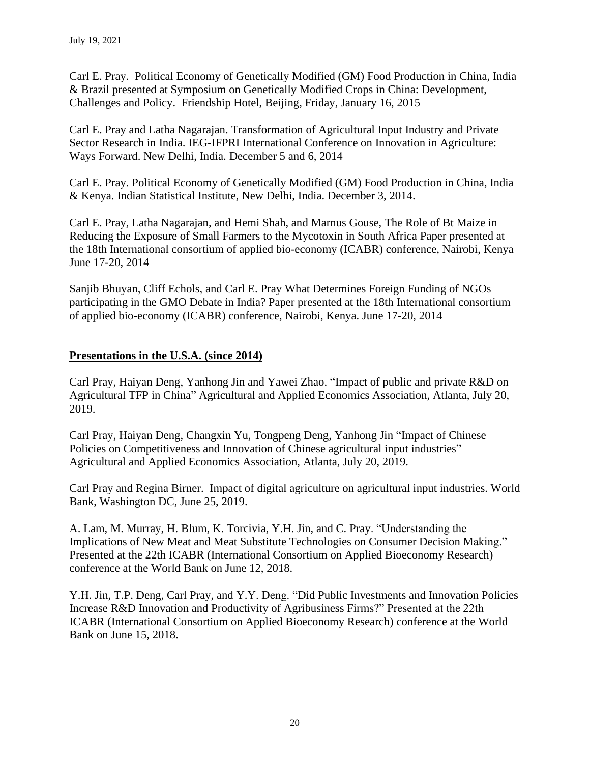Carl E. Pray. Political Economy of Genetically Modified (GM) Food Production in China, India & Brazil presented at Symposium on Genetically Modified Crops in China: Development, Challenges and Policy. Friendship Hotel, Beijing, Friday, January 16, 2015

Carl E. Pray and Latha Nagarajan. Transformation of Agricultural Input Industry and Private Sector Research in India. IEG-IFPRI International Conference on Innovation in Agriculture: Ways Forward. New Delhi, India. December 5 and 6, 2014

Carl E. Pray. Political Economy of Genetically Modified (GM) Food Production in China, India & Kenya. Indian Statistical Institute, New Delhi, India. December 3, 2014.

Carl E. Pray, Latha Nagarajan, and Hemi Shah, and Marnus Gouse, The Role of Bt Maize in Reducing the Exposure of Small Farmers to the Mycotoxin in South Africa Paper presented at the 18th International consortium of applied bio-economy (ICABR) conference, Nairobi, Kenya June 17-20, 2014

Sanjib Bhuyan, Cliff Echols, and Carl E. Pray What Determines Foreign Funding of NGOs participating in the GMO Debate in India? Paper presented at the 18th International consortium of applied bio-economy (ICABR) conference, Nairobi, Kenya. June 17-20, 2014

## Presentations in the U.S.A. (since 2014)

Carl Pray, Haiyan Deng, Yanhong Jin and Yawei Zhao. "Impact of public and private R&D on Agricultural TFP in China" Agricultural and Applied Economics Association, Atlanta, July 20, 2019.

Carl Pray, Haiyan Deng, Changxin Yu, Tongpeng Deng, Yanhong Jin "Impact of Chinese Policies on Competitiveness and Innovation of Chinese agricultural input industries" Agricultural and Applied Economics Association, Atlanta, July 20, 2019.

Carl Pray and Regina Birner. Impact of digital agriculture on agricultural input industries. World Bank, Washington DC, June 25, 2019.

A. Lam, M. Murray, H. Blum, K. Torcivia, Y.H. Jin, and C. Pray. "Understanding the Implications of New Meat and Meat Substitute Technologies on Consumer Decision Making." Presented at the 22th ICABR (International Consortium on Applied Bioeconomy Research) conference at the World Bank on June 12, 2018.

Y.H. Jin, T.P. Deng, Carl Pray, and Y.Y. Deng. "Did Public Investments and Innovation Policies Increase R&D Innovation and Productivity of Agribusiness Firms?" Presented at the 22th ICABR (International Consortium on Applied Bioeconomy Research) conference at the World Bank on June 15, 2018.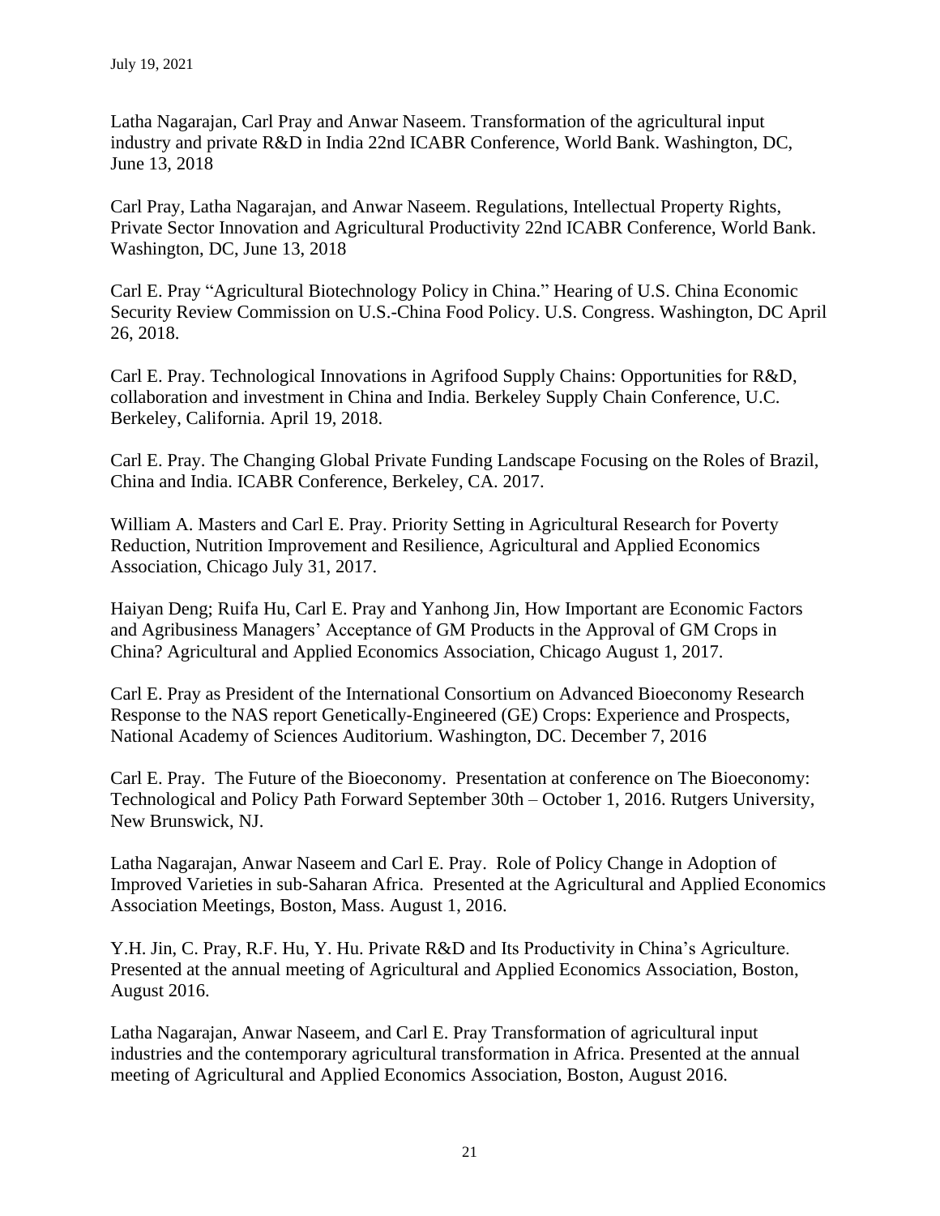Latha Nagarajan, Carl Pray and Anwar Naseem. Transformation of the agricultural input industry and private R&D in India 22nd ICABR Conference, World Bank. Washington, DC, June 13, 2018

Carl Pray, Latha Nagarajan, and Anwar Naseem. Regulations, Intellectual Property Rights, Private Sector Innovation and Agricultural Productivity 22nd ICABR Conference, World Bank. Washington, DC, June 13, 2018

Carl E. Pray "Agricultural Biotechnology Policy in China." Hearing of U.S. China Economic Security Review Commission on U.S.-China Food Policy. U.S. Congress. Washington, DC April 26, 2018.

Carl E. Pray. Technological Innovations in Agrifood Supply Chains: Opportunities for R&D, collaboration and investment in China and India. Berkeley Supply Chain Conference, U.C. Berkeley, California. April 19, 2018.

Carl E. Pray. The Changing Global Private Funding Landscape Focusing on the Roles of Brazil, China and India. ICABR Conference, Berkeley, CA. 2017.

William A. Masters and Carl E. Pray. Priority Setting in Agricultural Research for Poverty Reduction, Nutrition Improvement and Resilience, Agricultural and Applied Economics Association, Chicago July 31, 2017.

Haiyan Deng; Ruifa Hu, Carl E. Pray and Yanhong Jin, How Important are Economic Factors and Agribusiness Managers' Acceptance of GM Products in the Approval of GM Crops in China? Agricultural and Applied Economics Association, Chicago August 1, 2017.

Carl E. Pray as President of the International Consortium on Advanced Bioeconomy Research Response to the NAS report Genetically-Engineered (GE) Crops: Experience and Prospects, National Academy of Sciences Auditorium. Washington, DC. December 7, 2016

Carl E. Pray. The Future of the Bioeconomy. Presentation at conference on The Bioeconomy: Technological and Policy Path Forward September 30th – October 1, 2016. Rutgers University, New Brunswick, NJ.

Latha Nagarajan, Anwar Naseem and Carl E. Pray. Role of Policy Change in Adoption of Improved Varieties in sub-Saharan Africa. Presented at the Agricultural and Applied Economics Association Meetings, Boston, Mass. August 1, 2016.

Y.H. Jin, C. Pray, R.F. Hu, Y. Hu. Private R&D and Its Productivity in China's Agriculture. Presented at the annual meeting of Agricultural and Applied Economics Association, Boston, August 2016.

Latha Nagarajan, Anwar Naseem, and Carl E. Pray Transformation of agricultural input industries and the contemporary agricultural transformation in Africa. Presented at the annual meeting of Agricultural and Applied Economics Association, Boston, August 2016.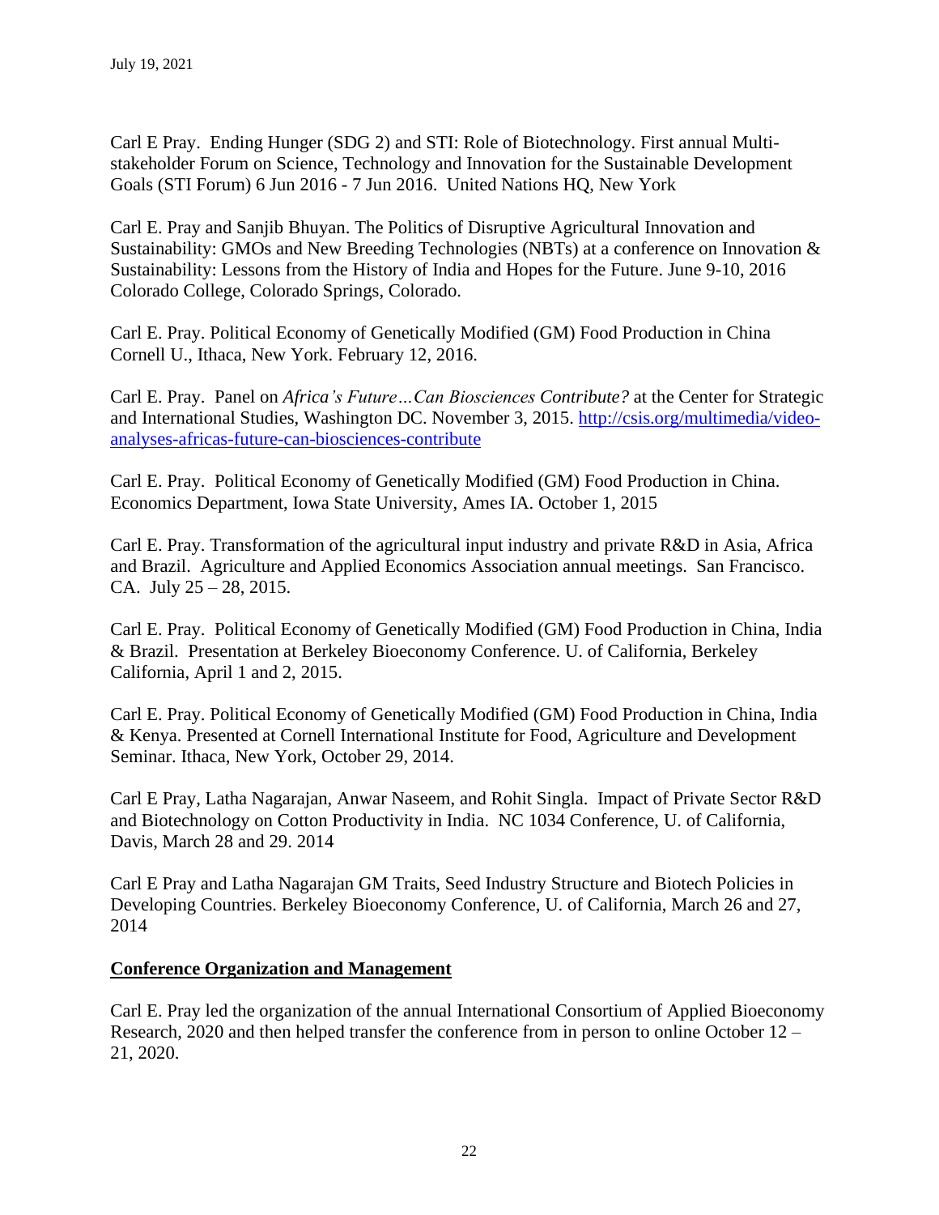Carl E Pray. Ending Hunger (SDG 2) and STI: Role of Biotechnology. First annual Multi-stakeholder Forum on Science, Technology and Innovation for the Sustainable Development Goals (STI Forum) 6 Jun 2016 - 7 Jun 2016. United Nations HQ, New York

Carl E. Pray and Sanjib Bhuyan. The Politics of Disruptive Agricultural Innovation and Sustainability: GMOs and New Breeding Technologies (NBTs) at a conference on Innovation & Sustainability: Lessons from the History of India and Hopes for the Future. June 9-10, 2016 Colorado College, Colorado Springs, Colorado.

Carl E. Pray. Political Economy of Genetically Modified (GM) Food Production in China Cornell U., Ithaca, New York. February 12, 2016.

Carl E. Pray. Panel on *Africa's Future…Can Biosciences Contribute?* at the Center for Strategic and International Studies, Washington DC. November 3, 2015. [http://csis.org/multimedia/video-analyses-africas-future-can-biosciences-contribute](http://csis.org/multimedia/video-analyses-africas-future-can-biosciences-contribute)

Carl E. Pray. Political Economy of Genetically Modified (GM) Food Production in China. Economics Department, Iowa State University, Ames IA. October 1, 2015

Carl E. Pray. Transformation of the agricultural input industry and private R&D in Asia, Africa and Brazil. Agriculture and Applied Economics Association annual meetings. San Francisco. CA. July 25 – 28, 2015.

Carl E. Pray. Political Economy of Genetically Modified (GM) Food Production in China, India & Brazil. Presentation at Berkeley Bioeconomy Conference. U. of California, Berkeley California, April 1 and 2, 2015.

Carl E. Pray. Political Economy of Genetically Modified (GM) Food Production in China, India & Kenya. Presented at Cornell International Institute for Food, Agriculture and Development Seminar. Ithaca, New York, October 29, 2014.

Carl E Pray, Latha Nagarajan, Anwar Naseem, and Rohit Singla. Impact of Private Sector R&D and Biotechnology on Cotton Productivity in India. NC 1034 Conference, U. of California, Davis, March 28 and 29. 2014

Carl E Pray and Latha Nagarajan GM Traits, Seed Industry Structure and Biotech Policies in Developing Countries. Berkeley Bioeconomy Conference, U. of California, March 26 and 27, 2014

## Conference Organization and Management

Carl E. Pray led the organization of the annual International Consortium of Applied Bioeconomy Research, 2020 and then helped transfer the conference from in person to online October 12 – 21, 2020.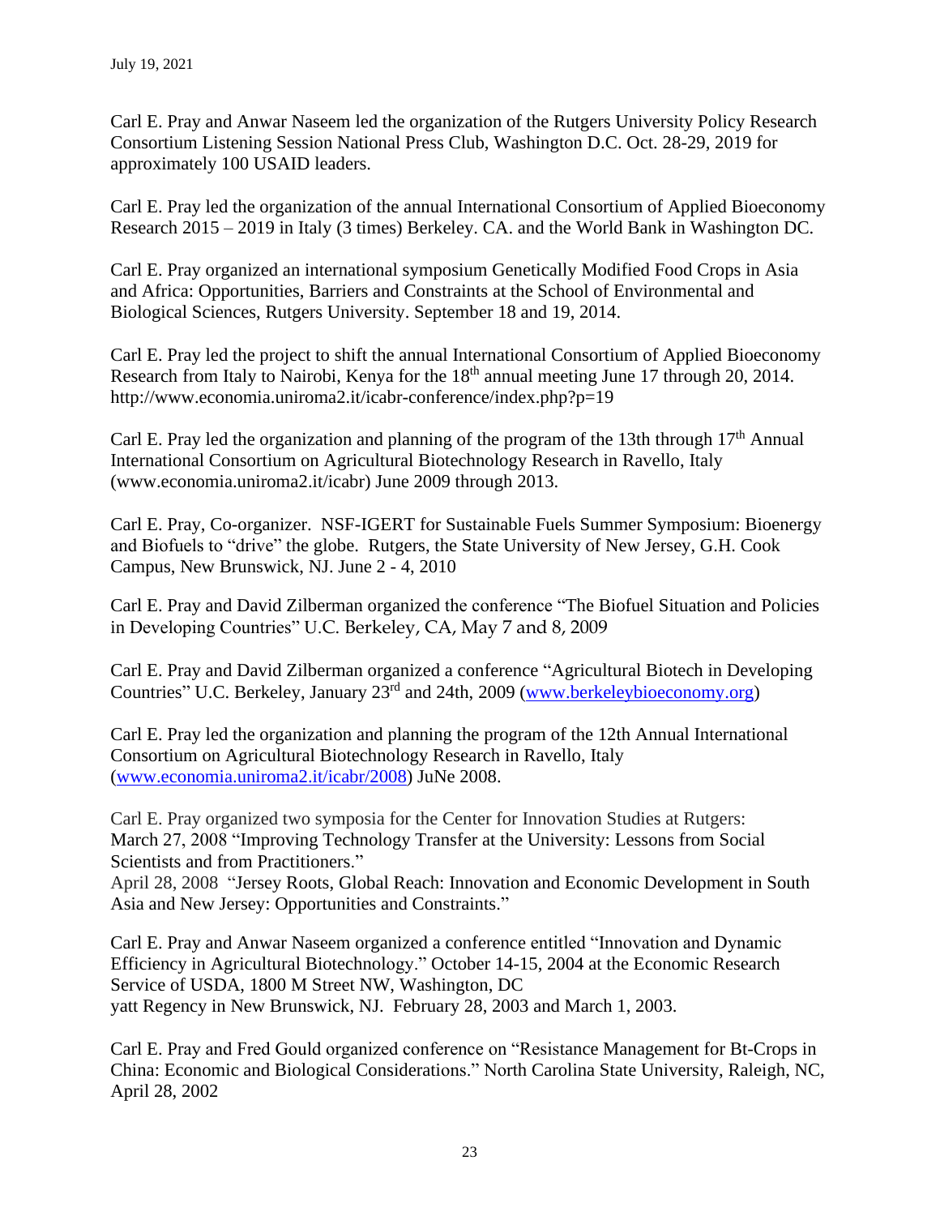Carl E. Pray and Anwar Naseem led the organization of the Rutgers University Policy Research Consortium Listening Session National Press Club, Washington D.C. Oct. 28-29, 2019 for approximately 100 USAID leaders.

Carl E. Pray led the organization of the annual International Consortium of Applied Bioeconomy Research 2015 – 2019 in Italy (3 times) Berkeley. CA. and the World Bank in Washington DC.

Carl E. Pray organized an international symposium Genetically Modified Food Crops in Asia and Africa: Opportunities, Barriers and Constraints at the School of Environmental and Biological Sciences, Rutgers University. September 18 and 19, 2014.

Carl E. Pray led the project to shift the annual International Consortium of Applied Bioeconomy Research from Italy to Nairobi, Kenya for the 18th annual meeting June 17 through 20, 2014. http://www.economia.uniroma2.it/icabr-conference/index.php?p=19

Carl E. Pray led the organization and planning of the program of the 13th through 17th Annual International Consortium on Agricultural Biotechnology Research in Ravello, Italy (www.economia.uniroma2.it/icabr) June 2009 through 2013.

Carl E. Pray, Co-organizer. NSF-IGERT for Sustainable Fuels Summer Symposium: Bioenergy and Biofuels to "drive" the globe. Rutgers, the State University of New Jersey, G.H. Cook Campus, New Brunswick, NJ. June 2 - 4, 2010

Carl E. Pray and David Zilberman organized the conference "The Biofuel Situation and Policies in Developing Countries" U.C. Berkeley, CA, May 7 and 8, 2009

Carl E. Pray and David Zilberman organized a conference "Agricultural Biotech in Developing Countries" U.C. Berkeley, January 23rd and 24th, 2009 (www.berkeleybioeconomy.org)

Carl E. Pray led the organization and planning the program of the 12th Annual International Consortium on Agricultural Biotechnology Research in Ravello, Italy (www.economia.uniroma2.it/icabr/2008) JuNe 2008.

Carl E. Pray organized two symposia for the Center for Innovation Studies at Rutgers:
March 27, 2008 "Improving Technology Transfer at the University: Lessons from Social Scientists and from Practitioners."
April 28, 2008 "Jersey Roots, Global Reach: Innovation and Economic Development in South Asia and New Jersey: Opportunities and Constraints."

Carl E. Pray and Anwar Naseem organized a conference entitled "Innovation and Dynamic Efficiency in Agricultural Biotechnology." October 14-15, 2004 at the Economic Research Service of USDA, 1800 M Street NW, Washington, DC
yatt Regency in New Brunswick, NJ. February 28, 2003 and March 1, 2003.

Carl E. Pray and Fred Gould organized conference on "Resistance Management for Bt-Crops in China: Economic and Biological Considerations." North Carolina State University, Raleigh, NC, April 28, 2002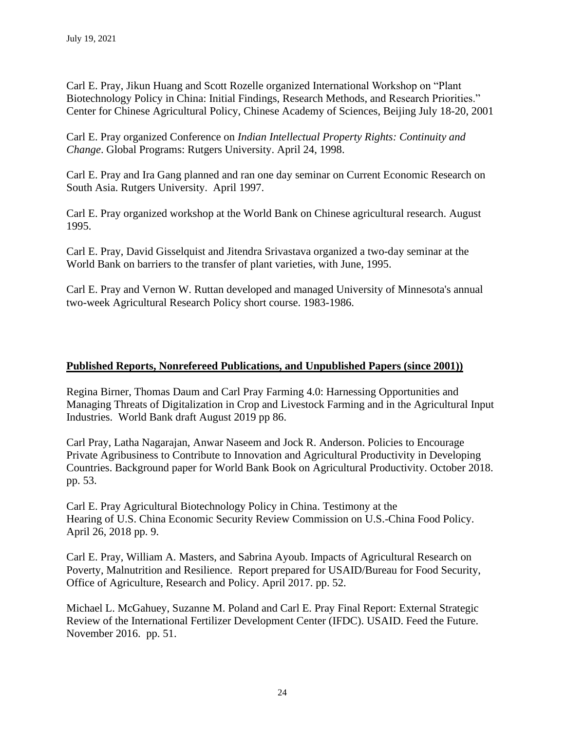Carl E. Pray, Jikun Huang and Scott Rozelle organized International Workshop on "Plant Biotechnology Policy in China: Initial Findings, Research Methods, and Research Priorities." Center for Chinese Agricultural Policy, Chinese Academy of Sciences, Beijing July 18-20, 2001

Carl E. Pray organized Conference on *Indian Intellectual Property Rights: Continuity and Change*. Global Programs: Rutgers University. April 24, 1998.

Carl E. Pray and Ira Gang planned and ran one day seminar on Current Economic Research on South Asia. Rutgers University. April 1997.

Carl E. Pray organized workshop at the World Bank on Chinese agricultural research. August 1995.

Carl E. Pray, David Gisselquist and Jitendra Srivastava organized a two-day seminar at the World Bank on barriers to the transfer of plant varieties, with June, 1995.

Carl E. Pray and Vernon W. Ruttan developed and managed University of Minnesota's annual two-week Agricultural Research Policy short course. 1983-1986.

## Published Reports, Nonrefereed Publications, and Unpublished Papers (since 2001))

Regina Birner, Thomas Daum and Carl Pray Farming 4.0: Harnessing Opportunities and Managing Threats of Digitalization in Crop and Livestock Farming and in the Agricultural Input Industries. World Bank draft August 2019 pp 86.

Carl Pray, Latha Nagarajan, Anwar Naseem and Jock R. Anderson. Policies to Encourage Private Agribusiness to Contribute to Innovation and Agricultural Productivity in Developing Countries. Background paper for World Bank Book on Agricultural Productivity. October 2018. pp. 53.

Carl E. Pray Agricultural Biotechnology Policy in China. Testimony at the Hearing of U.S. China Economic Security Review Commission on U.S.-China Food Policy. April 26, 2018 pp. 9.

Carl E. Pray, William A. Masters, and Sabrina Ayoub. Impacts of Agricultural Research on Poverty, Malnutrition and Resilience. Report prepared for USAID/Bureau for Food Security, Office of Agriculture, Research and Policy. April 2017. pp. 52.

Michael L. McGahuey, Suzanne M. Poland and Carl E. Pray Final Report: External Strategic Review of the International Fertilizer Development Center (IFDC). USAID. Feed the Future. November 2016. pp. 51.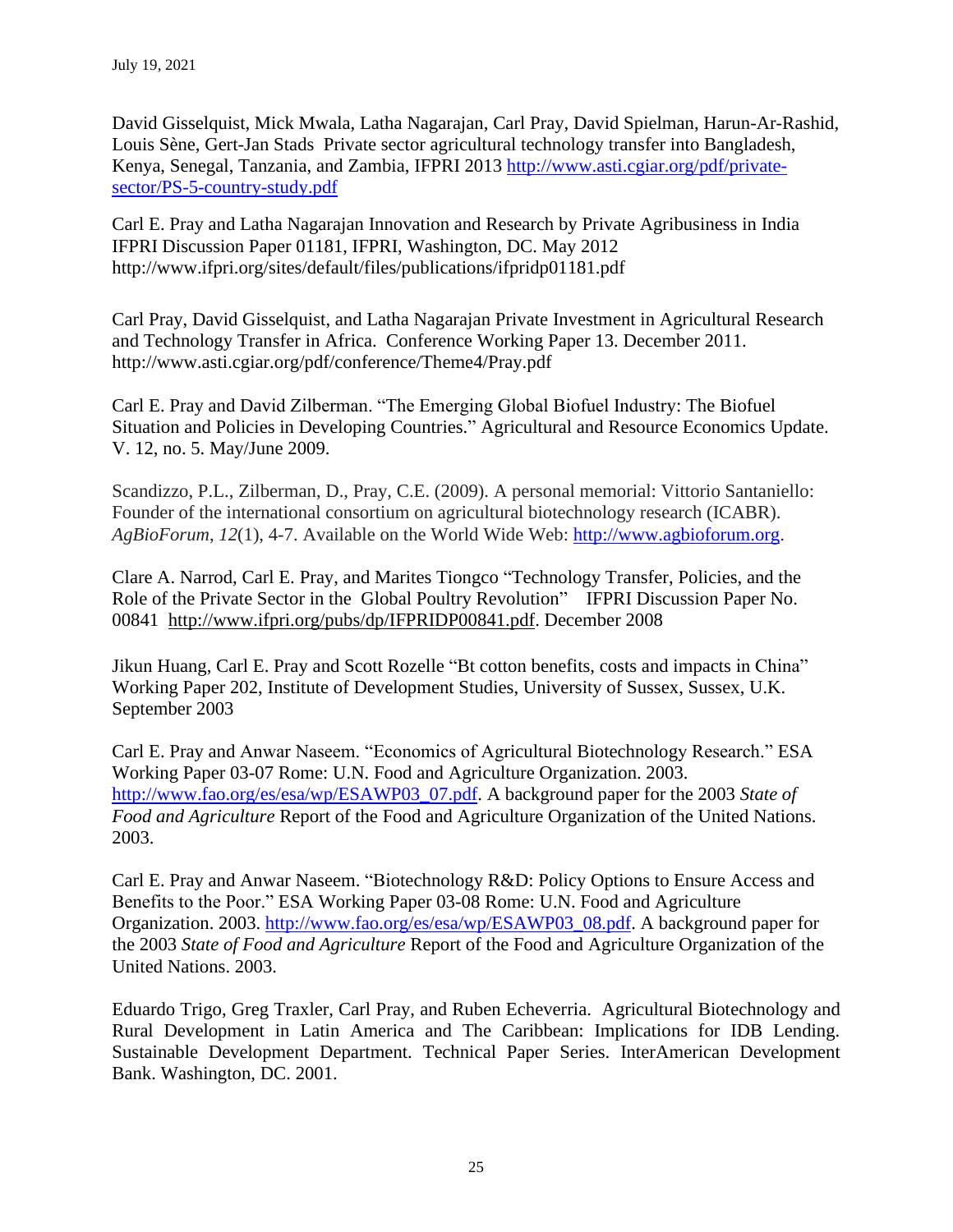David Gisselquist, Mick Mwala, Latha Nagarajan, Carl Pray, David Spielman, Harun-Ar-Rashid, Louis Sène, Gert-Jan Stads Private sector agricultural technology transfer into Bangladesh, Kenya, Senegal, Tanzania, and Zambia, IFPRI 2013 [http://www.asti.cgiar.org/pdf/private-sector/PS-5-country-study.pdf](http://www.asti.cgiar.org/pdf/private-sector/PS-5-country-study.pdf)

Carl E. Pray and Latha Nagarajan Innovation and Research by Private Agribusiness in India IFPRI Discussion Paper 01181, IFPRI, Washington, DC. May 2012 http://www.ifpri.org/sites/default/files/publications/ifpridp01181.pdf

Carl Pray, David Gisselquist, and Latha Nagarajan Private Investment in Agricultural Research and Technology Transfer in Africa. Conference Working Paper 13. December 2011. http://www.asti.cgiar.org/pdf/conference/Theme4/Pray.pdf

Carl E. Pray and David Zilberman. "The Emerging Global Biofuel Industry: The Biofuel Situation and Policies in Developing Countries." Agricultural and Resource Economics Update. V. 12, no. 5. May/June 2009.

Scandizzo, P.L., Zilberman, D., Pray, C.E. (2009). A personal memorial: Vittorio Santaniello: Founder of the international consortium on agricultural biotechnology research (ICABR). *AgBioForum*, *12*(1), 4-7. Available on the World Wide Web: [http://www.agbioforum.org](http://www.agbioforum.org).

Clare A. Narrod, Carl E. Pray, and Marites Tiongco "Technology Transfer, Policies, and the Role of the Private Sector in the Global Poultry Revolution" IFPRI Discussion Paper No. 00841 [http://www.ifpri.org/pubs/dp/IFPRIDP00841.pdf](http://www.ifpri.org/pubs/dp/IFPRIDP00841.pdf). December 2008

Jikun Huang, Carl E. Pray and Scott Rozelle "Bt cotton benefits, costs and impacts in China" Working Paper 202, Institute of Development Studies, University of Sussex, Sussex, U.K. September 2003

Carl E. Pray and Anwar Naseem. "Economics of Agricultural Biotechnology Research." ESA Working Paper 03-07 Rome: U.N. Food and Agriculture Organization. 2003. [http://www.fao.org/es/esa/wp/ESAWP03_07.pdf](http://www.fao.org/es/esa/wp/ESAWP03_07.pdf). A background paper for the 2003 *State of Food and Agriculture* Report of the Food and Agriculture Organization of the United Nations. 2003.

Carl E. Pray and Anwar Naseem. "Biotechnology R&D: Policy Options to Ensure Access and Benefits to the Poor." ESA Working Paper 03-08 Rome: U.N. Food and Agriculture Organization. 2003. [http://www.fao.org/es/esa/wp/ESAWP03_08.pdf](http://www.fao.org/es/esa/wp/ESAWP03_08.pdf). A background paper for the 2003 *State of Food and Agriculture* Report of the Food and Agriculture Organization of the United Nations. 2003.

Eduardo Trigo, Greg Traxler, Carl Pray, and Ruben Echeverria. Agricultural Biotechnology and Rural Development in Latin America and The Caribbean: Implications for IDB Lending. Sustainable Development Department. Technical Paper Series. InterAmerican Development Bank. Washington, DC. 2001.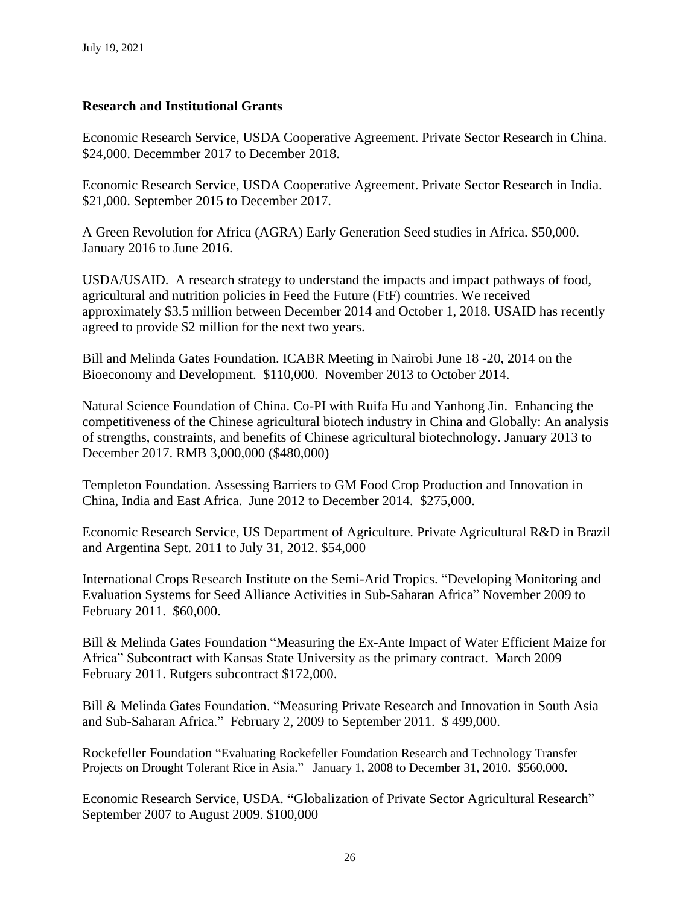## Research and Institutional Grants

Economic Research Service, USDA Cooperative Agreement. Private Sector Research in China. $24,000. Decemmber 2017 to December 2018.

Economic Research Service, USDA Cooperative Agreement. Private Sector Research in India. $21,000. September 2015 to December 2017.

A Green Revolution for Africa (AGRA) Early Generation Seed studies in Africa. $50,000. January 2016 to June 2016.

USDA/USAID. A research strategy to understand the impacts and impact pathways of food, agricultural and nutrition policies in Feed the Future (FtF) countries. We received approximately $3.5 million between December 2014 and October 1, 2018. USAID has recently agreed to provide $2 million for the next two years.

Bill and Melinda Gates Foundation. ICABR Meeting in Nairobi June 18 -20, 2014 on the Bioeconomy and Development. $110,000. November 2013 to October 2014.

Natural Science Foundation of China. Co-PI with Ruifa Hu and Yanhong Jin. Enhancing the competitiveness of the Chinese agricultural biotech industry in China and Globally: An analysis of strengths, constraints, and benefits of Chinese agricultural biotechnology. January 2013 to December 2017. RMB 3,000,000 ($480,000)

Templeton Foundation. Assessing Barriers to GM Food Crop Production and Innovation in China, India and East Africa. June 2012 to December 2014. $275,000.

Economic Research Service, US Department of Agriculture. Private Agricultural R&D in Brazil and Argentina Sept. 2011 to July 31, 2012. $54,000

International Crops Research Institute on the Semi-Arid Tropics. "Developing Monitoring and Evaluation Systems for Seed Alliance Activities in Sub-Saharan Africa" November 2009 to February 2011. $60,000.

Bill & Melinda Gates Foundation "Measuring the Ex-Ante Impact of Water Efficient Maize for Africa" Subcontract with Kansas State University as the primary contract. March 2009 – February 2011. Rutgers subcontract $172,000.

Bill & Melinda Gates Foundation. "Measuring Private Research and Innovation in South Asia and Sub-Saharan Africa." February 2, 2009 to September 2011. $ 499,000.

Rockefeller Foundation "Evaluating Rockefeller Foundation Research and Technology Transfer Projects on Drought Tolerant Rice in Asia." January 1, 2008 to December 31, 2010. $560,000.

Economic Research Service, USDA. "Globalization of Private Sector Agricultural Research" September 2007 to August 2009. $100,000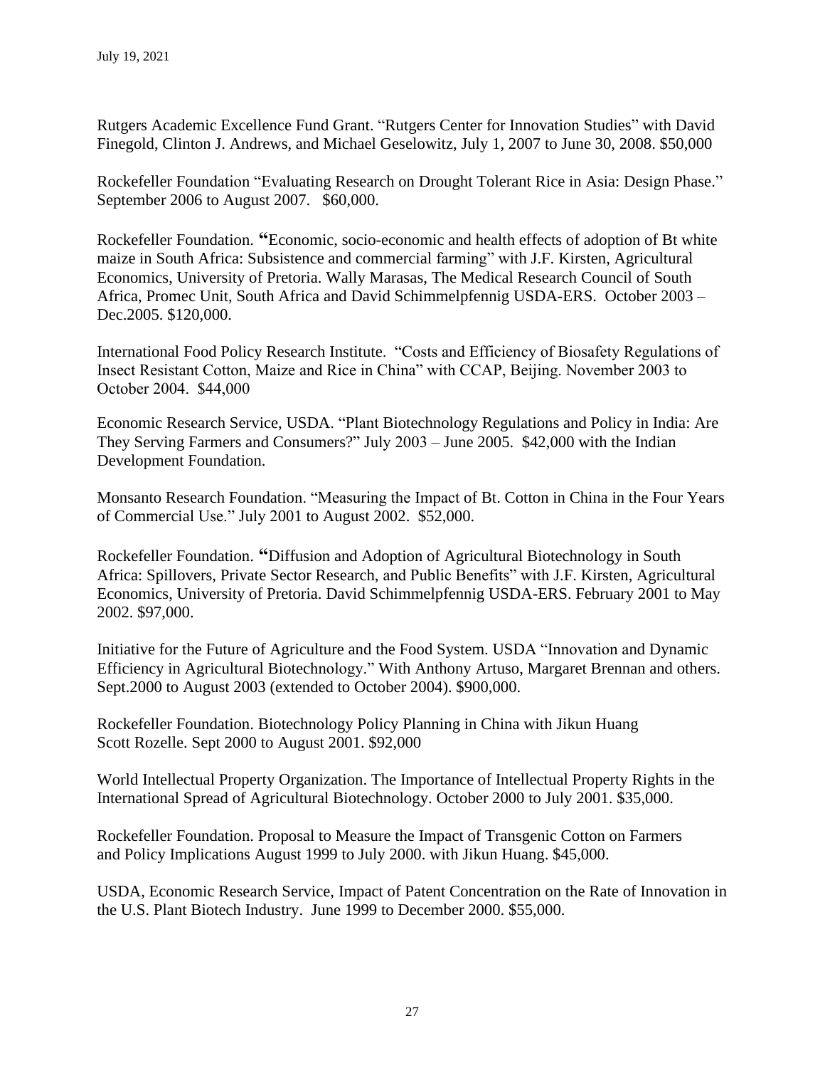Rutgers Academic Excellence Fund Grant. "Rutgers Center for Innovation Studies" with David Finegold, Clinton J. Andrews, and Michael Geselowitz, July 1, 2007 to June 30, 2008. $50,000

Rockefeller Foundation "Evaluating Research on Drought Tolerant Rice in Asia: Design Phase." September 2006 to August 2007. $60,000.

Rockefeller Foundation. **"**Economic, socio-economic and health effects of adoption of Bt white maize in South Africa: Subsistence and commercial farming" with J.F. Kirsten, Agricultural Economics, University of Pretoria. Wally Marasas, The Medical Research Council of South Africa, Promec Unit, South Africa and David Schimmelpfennig USDA-ERS. October 2003 – Dec.2005. $120,000.

International Food Policy Research Institute. "Costs and Efficiency of Biosafety Regulations of Insect Resistant Cotton, Maize and Rice in China" with CCAP, Beijing. November 2003 to October 2004. $44,000

Economic Research Service, USDA. "Plant Biotechnology Regulations and Policy in India: Are They Serving Farmers and Consumers?" July 2003 – June 2005. $42,000 with the Indian Development Foundation.

Monsanto Research Foundation. "Measuring the Impact of Bt. Cotton in China in the Four Years of Commercial Use." July 2001 to August 2002. $52,000.

Rockefeller Foundation. **"**Diffusion and Adoption of Agricultural Biotechnology in South Africa: Spillovers, Private Sector Research, and Public Benefits" with J.F. Kirsten, Agricultural Economics, University of Pretoria. David Schimmelpfennig USDA-ERS. February 2001 to May 2002. $97,000.

Initiative for the Future of Agriculture and the Food System. USDA "Innovation and Dynamic Efficiency in Agricultural Biotechnology." With Anthony Artuso, Margaret Brennan and others. Sept.2000 to August 2003 (extended to October 2004). $900,000.

Rockefeller Foundation. Biotechnology Policy Planning in China with Jikun Huang Scott Rozelle. Sept 2000 to August 2001. $92,000

World Intellectual Property Organization. The Importance of Intellectual Property Rights in the International Spread of Agricultural Biotechnology. October 2000 to July 2001. $35,000.

Rockefeller Foundation. Proposal to Measure the Impact of Transgenic Cotton on Farmers and Policy Implications August 1999 to July 2000. with Jikun Huang. $45,000.

USDA, Economic Research Service, Impact of Patent Concentration on the Rate of Innovation in the U.S. Plant Biotech Industry. June 1999 to December 2000. $55,000.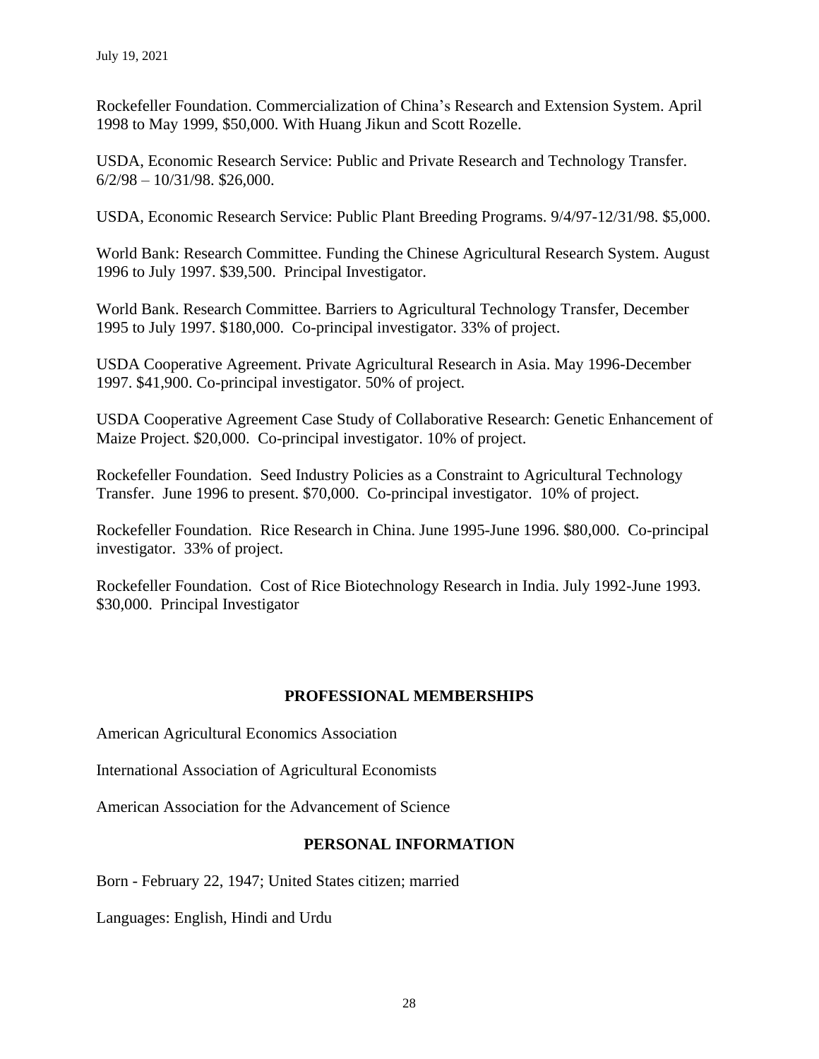Rockefeller Foundation. Commercialization of China's Research and Extension System. April 1998 to May 1999, $50,000. With Huang Jikun and Scott Rozelle.

USDA, Economic Research Service: Public and Private Research and Technology Transfer. 6/2/98 – 10/31/98. $26,000.

USDA, Economic Research Service: Public Plant Breeding Programs. 9/4/97-12/31/98. $5,000.

World Bank: Research Committee. Funding the Chinese Agricultural Research System. August 1996 to July 1997. $39,500. Principal Investigator.

World Bank. Research Committee. Barriers to Agricultural Technology Transfer, December 1995 to July 1997. $180,000. Co-principal investigator. 33% of project.

USDA Cooperative Agreement. Private Agricultural Research in Asia. May 1996-December 1997. $41,900. Co-principal investigator. 50% of project.

USDA Cooperative Agreement Case Study of Collaborative Research: Genetic Enhancement of Maize Project. $20,000. Co-principal investigator. 10% of project.

Rockefeller Foundation. Seed Industry Policies as a Constraint to Agricultural Technology Transfer. June 1996 to present. $70,000. Co-principal investigator. 10% of project.

Rockefeller Foundation. Rice Research in China. June 1995-June 1996. $80,000. Co-principal investigator. 33% of project.

Rockefeller Foundation. Cost of Rice Biotechnology Research in India. July 1992-June 1993. $30,000. Principal Investigator

## PROFESSIONAL MEMBERSHIPS

American Agricultural Economics Association

International Association of Agricultural Economists

American Association for the Advancement of Science

## PERSONAL INFORMATION

Born - February 22, 1947; United States citizen; married

Languages: English, Hindi and Urdu